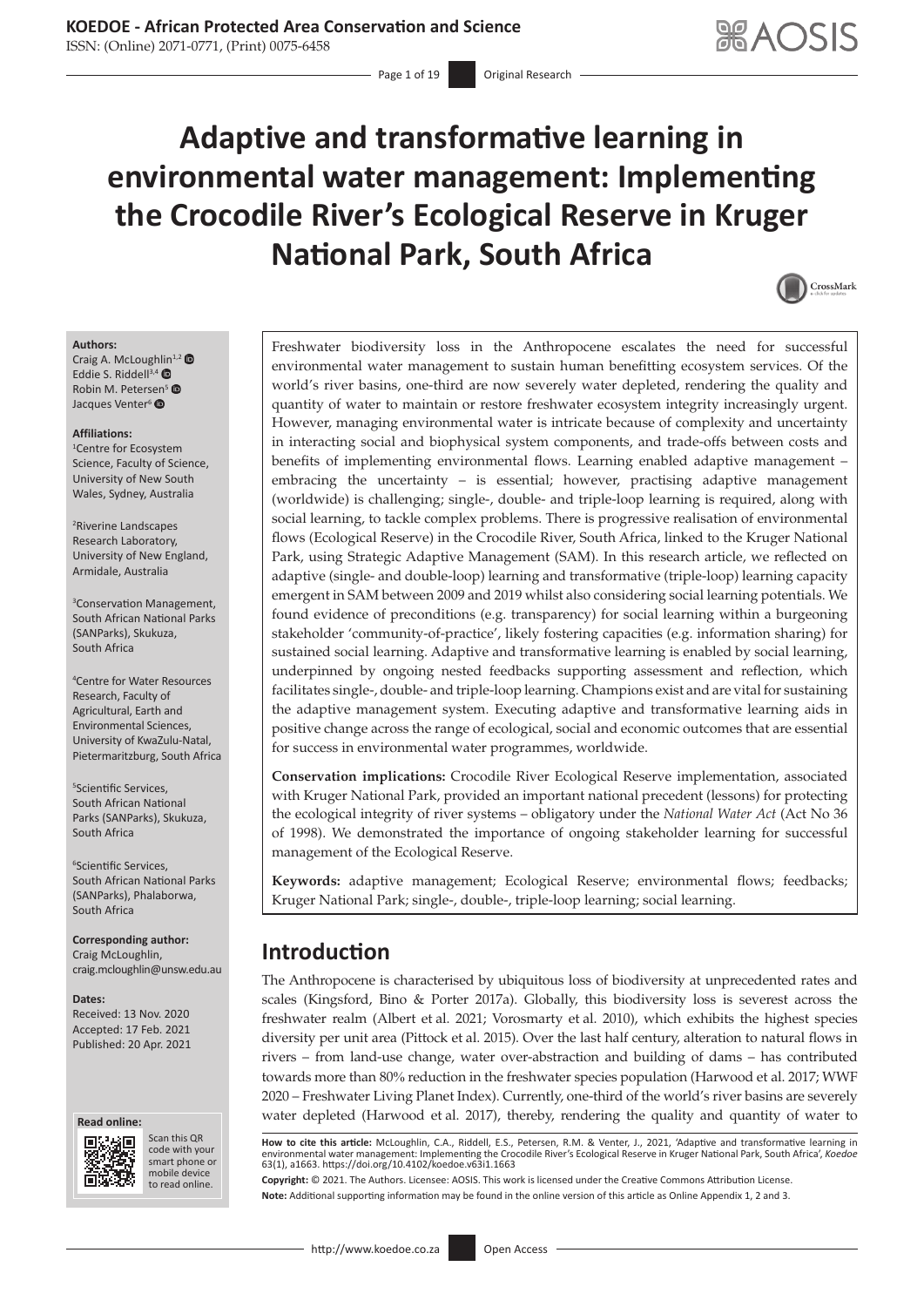# Adaptive and transformative learning in environmental water management: Implementing the Crocodile River's Ecological Reserve in Kruger National Park, South Africa

**Authors:**
Craig A. McLoughlin[1,2]
Eddie S. Riddell[3,4]
Robin M. Petersen[5]
Jacques Venter[6]

**Affiliations:**
[1]Centre for Ecosystem Science, Faculty of Science, University of New South Wales, Sydney, Australia

[2]Riverine Landscapes Research Laboratory, University of New England, Armidale, Australia

[3]Conservation Management, South African National Parks (SANParks), Skukuza, South Africa

[4]Centre for Water Resources Research, Faculty of Agricultural, Earth and Environmental Sciences, University of KwaZulu-Natal, Pietermaritzburg, South Africa

[5]Scientific Services, South African National Parks (SANParks), Skukuza, South Africa

[6]Scientific Services, South African National Parks (SANParks), Phalaborwa, South Africa

**Corresponding author:**
Craig McLoughlin,
craig.mcloughlin@unsw.edu.au

**Dates:**
Received: 13 Nov. 2020
Accepted: 17 Feb. 2021
Published: 20 Apr. 2021

Freshwater biodiversity loss in the Anthropocene escalates the need for successful environmental water management to sustain human benefitting ecosystem services. Of the world's river basins, one-third are now severely water depleted, rendering the quality and quantity of water to maintain or restore freshwater ecosystem integrity increasingly urgent. However, managing environmental water is intricate because of complexity and uncertainty in interacting social and biophysical system components, and trade-offs between costs and benefits of implementing environmental flows. Learning enabled adaptive management – embracing the uncertainty – is essential; however, practising adaptive management (worldwide) is challenging; single-, double- and triple-loop learning is required, along with social learning, to tackle complex problems. There is progressive realisation of environmental flows (Ecological Reserve) in the Crocodile River, South Africa, linked to the Kruger National Park, using Strategic Adaptive Management (SAM). In this research article, we reflected on adaptive (single- and double-loop) learning and transformative (triple-loop) learning capacity emergent in SAM between 2009 and 2019 whilst also considering social learning potentials. We found evidence of preconditions (e.g. transparency) for social learning within a burgeoning stakeholder 'community-of-practice', likely fostering capacities (e.g. information sharing) for sustained social learning. Adaptive and transformative learning is enabled by social learning, underpinned by ongoing nested feedbacks supporting assessment and reflection, which facilitates single-, double- and triple-loop learning. Champions exist and are vital for sustaining the adaptive management system. Executing adaptive and transformative learning aids in positive change across the range of ecological, social and economic outcomes that are essential for success in environmental water programmes, worldwide.

**Conservation implications:** Crocodile River Ecological Reserve implementation, associated with Kruger National Park, provided an important national precedent (lessons) for protecting the ecological integrity of river systems – obligatory under the *National Water Act* (Act No 36 of 1998). We demonstrated the importance of ongoing stakeholder learning for successful management of the Ecological Reserve.

**Keywords:** adaptive management; Ecological Reserve; environmental flows; feedbacks; Kruger National Park; single-, double-, triple-loop learning; social learning.

## Introduction

The Anthropocene is characterised by ubiquitous loss of biodiversity at unprecedented rates and scales (Kingsford, Bino & Porter 2017a). Globally, this biodiversity loss is severest across the freshwater realm (Albert et al. 2021; Vorosmarty et al. 2010), which exhibits the highest species diversity per unit area (Pittock et al. 2015). Over the last half century, alteration to natural flows in rivers – from land-use change, water over-abstraction and building of dams – has contributed towards more than 80% reduction in the freshwater species population (Harwood et al. 2017; WWF 2020 – Freshwater Living Planet Index). Currently, one-third of the world's river basins are severely water depleted (Harwood et al. 2017), thereby, rendering the quality and quantity of water to

**How to cite this article:** McLoughlin, C.A., Riddell, E.S., Petersen, R.M. & Venter, J., 2021, 'Adaptive and transformative learning in environmental water management: Implementing the Crocodile River's Ecological Reserve in Kruger National Park, South Africa', *Koedoe* 63(1), a1663. https://doi.org/10.4102/koedoe.v63i1.1663

**Copyright:** © 2021. The Authors. Licensee: AOSIS. This work is licensed under the Creative Commons Attribution License.

**Note:** Additional supporting information may be found in the online version of this article as Online Appendix 1, 2 and 3.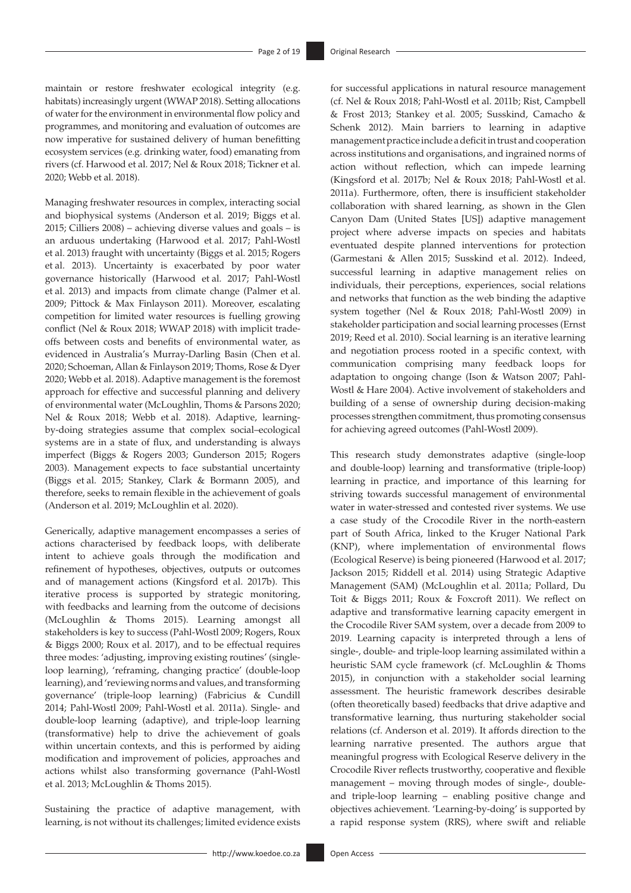maintain or restore freshwater ecological integrity (e.g. habitats) increasingly urgent (WWAP 2018). Setting allocations of water for the environment in environmental flow policy and programmes, and monitoring and evaluation of outcomes are now imperative for sustained delivery of human benefitting ecosystem services (e.g. drinking water, food) emanating from rivers (cf. Harwood et al. 2017; Nel & Roux 2018; Tickner et al. 2020; Webb et al. 2018).

Managing freshwater resources in complex, interacting social and biophysical systems (Anderson et al. 2019; Biggs et al. 2015; Cilliers 2008) – achieving diverse values and goals – is an arduous undertaking (Harwood et al. 2017; Pahl-Wostl et al. 2013) fraught with uncertainty (Biggs et al. 2015; Rogers et al. 2013). Uncertainty is exacerbated by poor water governance historically (Harwood et al. 2017; Pahl-Wostl et al. 2013) and impacts from climate change (Palmer et al. 2009; Pittock & Max Finlayson 2011). Moreover, escalating competition for limited water resources is fuelling growing conflict (Nel & Roux 2018; WWAP 2018) with implicit trade-offs between costs and benefits of environmental water, as evidenced in Australia's Murray-Darling Basin (Chen et al. 2020; Schoeman, Allan & Finlayson 2019; Thoms, Rose & Dyer 2020; Webb et al. 2018). Adaptive management is the foremost approach for effective and successful planning and delivery of environmental water (McLoughlin, Thoms & Parsons 2020; Nel & Roux 2018; Webb et al. 2018). Adaptive, learning-by-doing strategies assume that complex social–ecological systems are in a state of flux, and understanding is always imperfect (Biggs & Rogers 2003; Gunderson 2015; Rogers 2003). Management expects to face substantial uncertainty (Biggs et al. 2015; Stankey, Clark & Bormann 2005), and therefore, seeks to remain flexible in the achievement of goals (Anderson et al. 2019; McLoughlin et al. 2020).

Generically, adaptive management encompasses a series of actions characterised by feedback loops, with deliberate intent to achieve goals through the modification and refinement of hypotheses, objectives, outputs or outcomes and of management actions (Kingsford et al. 2017b). This iterative process is supported by strategic monitoring, with feedbacks and learning from the outcome of decisions (McLoughlin & Thoms 2015). Learning amongst all stakeholders is key to success (Pahl-Wostl 2009; Rogers, Roux & Biggs 2000; Roux et al. 2017), and to be effectual requires three modes: 'adjusting, improving existing routines' (single-loop learning), 'reframing, changing practice' (double-loop learning), and 'reviewing norms and values, and transforming governance' (triple-loop learning) (Fabricius & Cundill 2014; Pahl-Wostl 2009; Pahl-Wostl et al. 2011a). Single- and double-loop learning (adaptive), and triple-loop learning (transformative) help to drive the achievement of goals within uncertain contexts, and this is performed by aiding modification and improvement of policies, approaches and actions whilst also transforming governance (Pahl-Wostl et al. 2013; McLoughlin & Thoms 2015).

Sustaining the practice of adaptive management, with learning, is not without its challenges; limited evidence exists for successful applications in natural resource management (cf. Nel & Roux 2018; Pahl-Wostl et al. 2011b; Rist, Campbell & Frost 2013; Stankey et al. 2005; Susskind, Camacho & Schenk 2012). Main barriers to learning in adaptive management practice include a deficit in trust and cooperation across institutions and organisations, and ingrained norms of action without reflection, which can impede learning (Kingsford et al. 2017b; Nel & Roux 2018; Pahl-Wostl et al. 2011a). Furthermore, often, there is insufficient stakeholder collaboration with shared learning, as shown in the Glen Canyon Dam (United States [US]) adaptive management project where adverse impacts on species and habitats eventuated despite planned interventions for protection (Garmestani & Allen 2015; Susskind et al. 2012). Indeed, successful learning in adaptive management relies on individuals, their perceptions, experiences, social relations and networks that function as the web binding the adaptive system together (Nel & Roux 2018; Pahl-Wostl 2009) in stakeholder participation and social learning processes (Ernst 2019; Reed et al. 2010). Social learning is an iterative learning and negotiation process rooted in a specific context, with communication comprising many feedback loops for adaptation to ongoing change (Ison & Watson 2007; Pahl-Wostl & Hare 2004). Active involvement of stakeholders and building of a sense of ownership during decision-making processes strengthen commitment, thus promoting consensus for achieving agreed outcomes (Pahl-Wostl 2009).

This research study demonstrates adaptive (single-loop and double-loop) learning and transformative (triple-loop) learning in practice, and importance of this learning for striving towards successful management of environmental water in water-stressed and contested river systems. We use a case study of the Crocodile River in the north-eastern part of South Africa, linked to the Kruger National Park (KNP), where implementation of environmental flows (Ecological Reserve) is being pioneered (Harwood et al. 2017; Jackson 2015; Riddell et al. 2014) using Strategic Adaptive Management (SAM) (McLoughlin et al. 2011a; Pollard, Du Toit & Biggs 2011; Roux & Foxcroft 2011). We reflect on adaptive and transformative learning capacity emergent in the Crocodile River SAM system, over a decade from 2009 to 2019. Learning capacity is interpreted through a lens of single-, double- and triple-loop learning assimilated within a heuristic SAM cycle framework (cf. McLoughlin & Thoms 2015), in conjunction with a stakeholder social learning assessment. The heuristic framework describes desirable (often theoretically based) feedbacks that drive adaptive and transformative learning, thus nurturing stakeholder social relations (cf. Anderson et al. 2019). It affords direction to the learning narrative presented. The authors argue that meaningful progress with Ecological Reserve delivery in the Crocodile River reflects trustworthy, cooperative and flexible management – moving through modes of single-, double- and triple-loop learning – enabling positive change and objectives achievement. 'Learning-by-doing' is supported by a rapid response system (RRS), where swift and reliable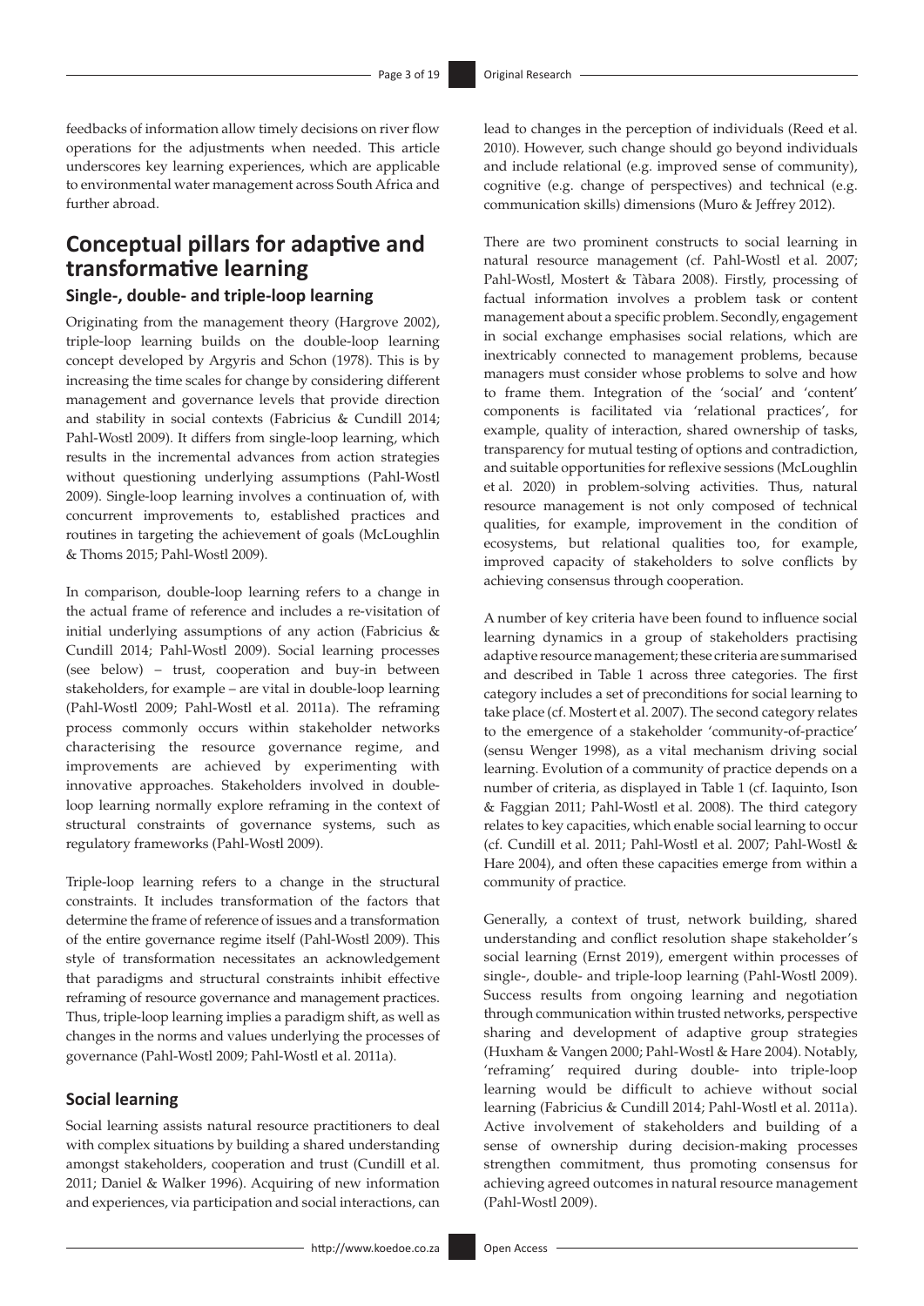feedbacks of information allow timely decisions on river flow operations for the adjustments when needed. This article underscores key learning experiences, which are applicable to environmental water management across South Africa and further abroad.

## Conceptual pillars for adaptive and transformative learning

### Single-, double- and triple-loop learning

Originating from the management theory (Hargrove 2002), triple-loop learning builds on the double-loop learning concept developed by Argyris and Schon (1978). This is by increasing the time scales for change by considering different management and governance levels that provide direction and stability in social contexts (Fabricius & Cundill 2014; Pahl-Wostl 2009). It differs from single-loop learning, which results in the incremental advances from action strategies without questioning underlying assumptions (Pahl-Wostl 2009). Single-loop learning involves a continuation of, with concurrent improvements to, established practices and routines in targeting the achievement of goals (McLoughlin & Thoms 2015; Pahl-Wostl 2009).

In comparison, double-loop learning refers to a change in the actual frame of reference and includes a re-visitation of initial underlying assumptions of any action (Fabricius & Cundill 2014; Pahl-Wostl 2009). Social learning processes (see below) – trust, cooperation and buy-in between stakeholders, for example – are vital in double-loop learning (Pahl-Wostl 2009; Pahl-Wostl et al. 2011a). The reframing process commonly occurs within stakeholder networks characterising the resource governance regime, and improvements are achieved by experimenting with innovative approaches. Stakeholders involved in double-loop learning normally explore reframing in the context of structural constraints of governance systems, such as regulatory frameworks (Pahl-Wostl 2009).

Triple-loop learning refers to a change in the structural constraints. It includes transformation of the factors that determine the frame of reference of issues and a transformation of the entire governance regime itself (Pahl-Wostl 2009). This style of transformation necessitates an acknowledgement that paradigms and structural constraints inhibit effective reframing of resource governance and management practices. Thus, triple-loop learning implies a paradigm shift, as well as changes in the norms and values underlying the processes of governance (Pahl-Wostl 2009; Pahl-Wostl et al. 2011a).

### Social learning

Social learning assists natural resource practitioners to deal with complex situations by building a shared understanding amongst stakeholders, cooperation and trust (Cundill et al. 2011; Daniel & Walker 1996). Acquiring of new information and experiences, via participation and social interactions, can lead to changes in the perception of individuals (Reed et al. 2010). However, such change should go beyond individuals and include relational (e.g. improved sense of community), cognitive (e.g. change of perspectives) and technical (e.g. communication skills) dimensions (Muro & Jeffrey 2012).

There are two prominent constructs to social learning in natural resource management (cf. Pahl-Wostl et al. 2007; Pahl-Wostl, Mostert & Tàbara 2008). Firstly, processing of factual information involves a problem task or content management about a specific problem. Secondly, engagement in social exchange emphasises social relations, which are inextricably connected to management problems, because managers must consider whose problems to solve and how to frame them. Integration of the 'social' and 'content' components is facilitated via 'relational practices', for example, quality of interaction, shared ownership of tasks, transparency for mutual testing of options and contradiction, and suitable opportunities for reflexive sessions (McLoughlin et al. 2020) in problem-solving activities. Thus, natural resource management is not only composed of technical qualities, for example, improvement in the condition of ecosystems, but relational qualities too, for example, improved capacity of stakeholders to solve conflicts by achieving consensus through cooperation.

A number of key criteria have been found to influence social learning dynamics in a group of stakeholders practising adaptive resource management; these criteria are summarised and described in Table 1 across three categories. The first category includes a set of preconditions for social learning to take place (cf. Mostert et al. 2007). The second category relates to the emergence of a stakeholder 'community-of-practice' (sensu Wenger 1998), as a vital mechanism driving social learning. Evolution of a community of practice depends on a number of criteria, as displayed in Table 1 (cf. Iaquinto, Ison & Faggian 2011; Pahl-Wostl et al. 2008). The third category relates to key capacities, which enable social learning to occur (cf. Cundill et al. 2011; Pahl-Wostl et al. 2007; Pahl-Wostl & Hare 2004), and often these capacities emerge from within a community of practice.

Generally, a context of trust, network building, shared understanding and conflict resolution shape stakeholder's social learning (Ernst 2019), emergent within processes of single-, double- and triple-loop learning (Pahl-Wostl 2009). Success results from ongoing learning and negotiation through communication within trusted networks, perspective sharing and development of adaptive group strategies (Huxham & Vangen 2000; Pahl-Wostl & Hare 2004). Notably, 'reframing' required during double- into triple-loop learning would be difficult to achieve without social learning (Fabricius & Cundill 2014; Pahl-Wostl et al. 2011a). Active involvement of stakeholders and building of a sense of ownership during decision-making processes strengthen commitment, thus promoting consensus for achieving agreed outcomes in natural resource management (Pahl-Wostl 2009).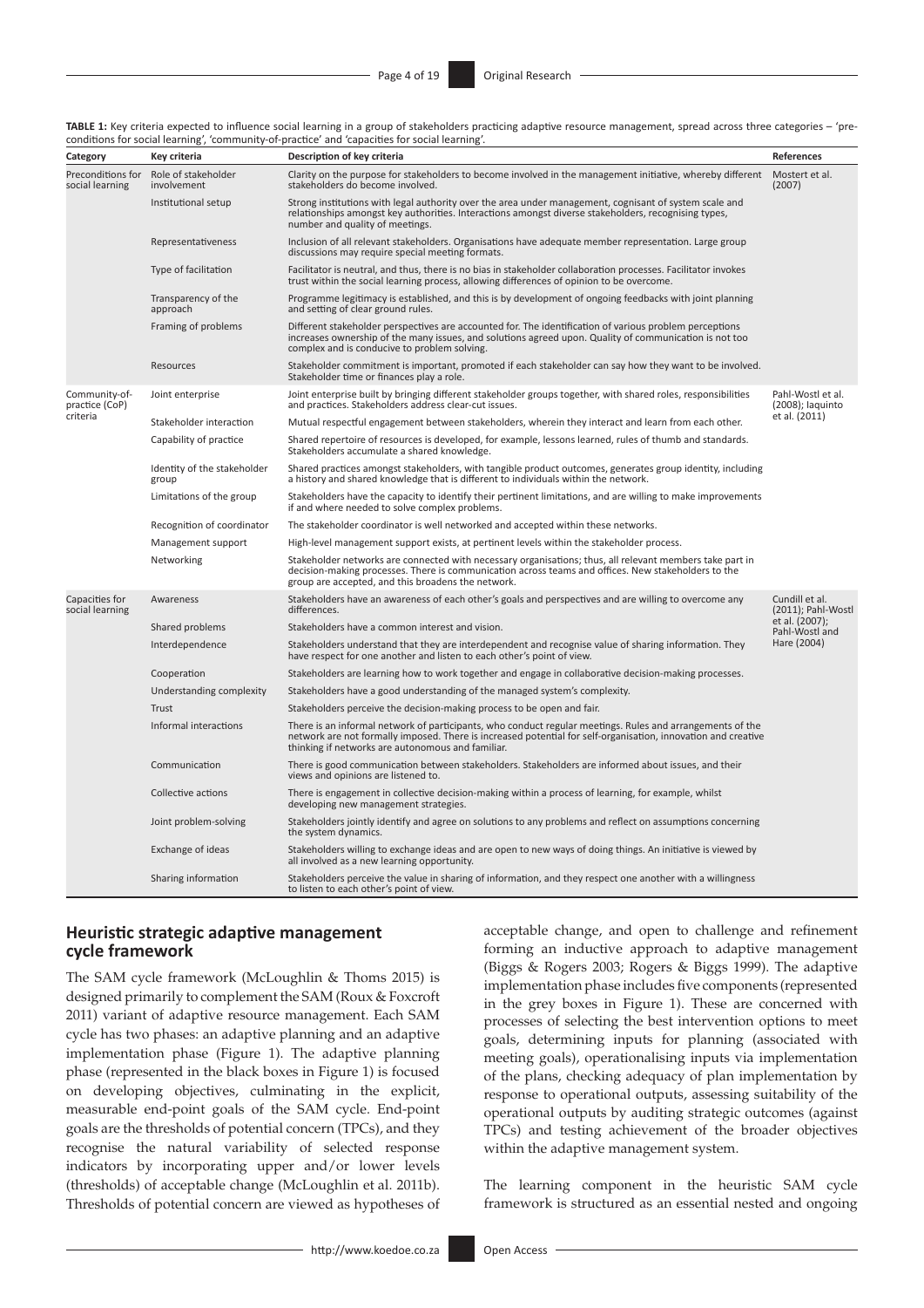**TABLE 1:** Key criteria expected to influence social learning in a group of stakeholders practicing adaptive resource management, spread across three categories – 'pre-conditions for social learning', 'community-of-practice' and 'capacities for social learning'.

| Category | Key criteria | Description of key criteria | References |
|---|---|---|---|
| Preconditions for social learning | Role of stakeholder involvement | Clarity on the purpose for stakeholders to become involved in the management initiative, whereby different stakeholders do become involved. | Mostert et al. (2007) |
| | Institutional setup | Strong institutions with legal authority over the area under management, cognisant of system scale and relationships amongst key authorities. Interactions amongst diverse stakeholders, recognising types, number and quality of meetings. | |
| | Representativeness | Inclusion of all relevant stakeholders. Organisations have adequate member representation. Large group discussions may require special meeting formats. | |
| | Type of facilitation | Facilitator is neutral, and thus, there is no bias in stakeholder collaboration processes. Facilitator invokes trust within the social learning process, allowing differences of opinion to be overcome. | |
| | Transparency of the approach | Programme legitimacy is established, and this is by development of ongoing feedbacks with joint planning and setting of clear ground rules. | |
| | Framing of problems | Different stakeholder perspectives are accounted for. The identification of various problem perceptions increases ownership of the many issues, and solutions agreed upon. Quality of communication is not too complex and is conducive to problem solving. | |
| | Resources | Stakeholder commitment is important, promoted if each stakeholder can say how they want to be involved. Stakeholder time or finances play a role. | |
| Community-of-practice (CoP) criteria | Joint enterprise | Joint enterprise built by bringing different stakeholder groups together, with shared roles, responsibilities and practices. Stakeholders address clear-cut issues. | Pahl-Wostl et al. (2008); Iaquinto et al. (2011) |
| | Stakeholder interaction | Mutual respectful engagement between stakeholders, wherein they interact and learn from each other. | |
| | Capability of practice | Shared repertoire of resources is developed, for example, lessons learned, rules of thumb and standards. Stakeholders accumulate a shared knowledge. | |
| | Identity of the stakeholder group | Shared practices amongst stakeholders, with tangible product outcomes, generates group identity, including a history and shared knowledge that is different to individuals within the network. | |
| | Limitations of the group | Stakeholders have the capacity to identify their pertinent limitations, and are willing to make improvements if and where needed to solve complex problems. | |
| | Recognition of coordinator | The stakeholder coordinator is well networked and accepted within these networks. | |
| | Management support | High-level management support exists, at pertinent levels within the stakeholder process. | |
| | Networking | Stakeholder networks are connected with necessary organisations; thus, all relevant members take part in decision-making processes. There is communication across teams and offices. New stakeholders to the group are accepted, and this broadens the network. | |
| Capacities for social learning | Awareness | Stakeholders have an awareness of each other's goals and perspectives and are willing to overcome any differences. | Cundill et al. (2011); Pahl-Wostl et al. (2007); Pahl-Wostl and Hare (2004) |
| | Shared problems | Stakeholders have a common interest and vision. | |
| | Interdependence | Stakeholders understand that they are interdependent and recognise value of sharing information. They have respect for one another and listen to each other's point of view. | |
| | Cooperation | Stakeholders are learning how to work together and engage in collaborative decision-making processes. | |
| | Understanding complexity | Stakeholders have a good understanding of the managed system's complexity. | |
| | Trust | Stakeholders perceive the decision-making process to be open and fair. | |
| | Informal interactions | There is an informal network of participants, who conduct regular meetings. Rules and arrangements of the network are not formally imposed. There is increased potential for self-organisation, innovation and creative thinking if networks are autonomous and familiar. | |
| | Communication | There is good communication between stakeholders. Stakeholders are informed about issues, and their views and opinions are listened to. | |
| | Collective actions | There is engagement in collective decision-making within a process of learning, for example, whilst developing new management strategies. | |
| | Joint problem-solving | Stakeholders jointly identify and agree on solutions to any problems and reflect on assumptions concerning the system dynamics. | |
| | Exchange of ideas | Stakeholders willing to exchange ideas and are open to new ways of doing things. An initiative is viewed by all involved as a new learning opportunity. | |
| | Sharing information | Stakeholders perceive the value in sharing of information, and they respect one another with a willingness to listen to each other's point of view. | |

## Heuristic strategic adaptive management cycle framework

The SAM cycle framework (McLoughlin & Thoms 2015) is designed primarily to complement the SAM (Roux & Foxcroft 2011) variant of adaptive resource management. Each SAM cycle has two phases: an adaptive planning and an adaptive implementation phase (Figure 1). The adaptive planning phase (represented in the black boxes in Figure 1) is focused on developing objectives, culminating in the explicit, measurable end-point goals of the SAM cycle. End-point goals are the thresholds of potential concern (TPCs), and they recognise the natural variability of selected response indicators by incorporating upper and/or lower levels (thresholds) of acceptable change (McLoughlin et al. 2011b). Thresholds of potential concern are viewed as hypotheses of acceptable change, and open to challenge and refinement forming an inductive approach to adaptive management (Biggs & Rogers 2003; Rogers & Biggs 1999). The adaptive implementation phase includes five components (represented in the grey boxes in Figure 1). These are concerned with processes of selecting the best intervention options to meet goals, determining inputs for planning (associated with meeting goals), operationalising inputs via implementation of the plans, checking adequacy of plan implementation by response to operational outputs, assessing suitability of the operational outputs by auditing strategic outcomes (against TPCs) and testing achievement of the broader objectives within the adaptive management system.

The learning component in the heuristic SAM cycle framework is structured as an essential nested and ongoing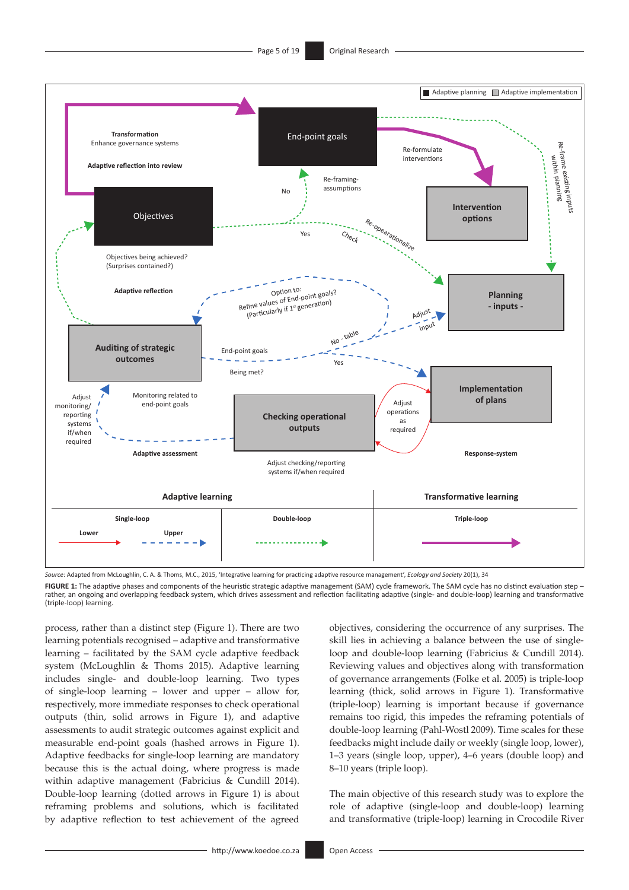Source: Adapted from McLoughlin, C. A. & Thoms, M.C., 2015, 'Integrative learning for practicing adaptive resource management', *Ecology and Society* 20(1), 34

**FIGURE 1:** The adaptive phases and components of the heuristic strategic adaptive management (SAM) cycle framework. The SAM cycle has no distinct evaluation step – rather, an ongoing and overlapping feedback system, which drives assessment and reflection facilitating adaptive (single- and double-loop) learning and transformative (triple-loop) learning.

process, rather than a distinct step (Figure 1). There are two learning potentials recognised – adaptive and transformative learning – facilitated by the SAM cycle adaptive feedback system (McLoughlin & Thoms 2015). Adaptive learning includes single- and double-loop learning. Two types of single-loop learning – lower and upper – allow for, respectively, more immediate responses to check operational outputs (thin, solid arrows in Figure 1), and adaptive assessments to audit strategic outcomes against explicit and measurable end-point goals (hashed arrows in Figure 1). Adaptive feedbacks for single-loop learning are mandatory because this is the actual doing, where progress is made within adaptive management (Fabricius & Cundill 2014). Double-loop learning (dotted arrows in Figure 1) is about reframing problems and solutions, which is facilitated by adaptive reflection to test achievement of the agreed objectives, considering the occurrence of any surprises. The skill lies in achieving a balance between the use of single-loop and double-loop learning (Fabricius & Cundill 2014). Reviewing values and objectives along with transformation of governance arrangements (Folke et al. 2005) is triple-loop learning (thick, solid arrows in Figure 1). Transformative (triple-loop) learning is important because if governance remains too rigid, this impedes the reframing potentials of double-loop learning (Pahl-Wostl 2009). Time scales for these feedbacks might include daily or weekly (single loop, lower), 1–3 years (single loop, upper), 4–6 years (double loop) and 8–10 years (triple loop).

The main objective of this research study was to explore the role of adaptive (single-loop and double-loop) learning and transformative (triple-loop) learning in Crocodile River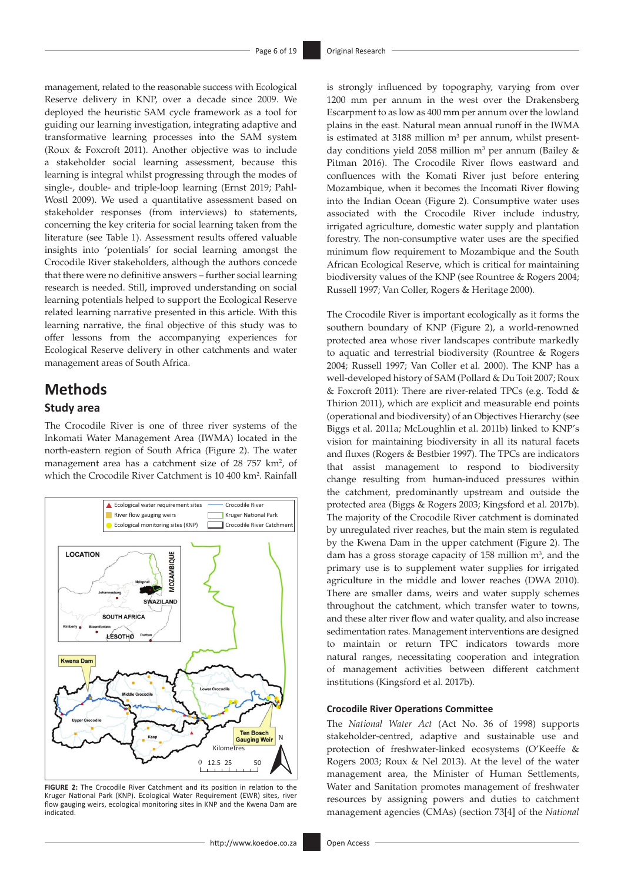management, related to the reasonable success with Ecological Reserve delivery in KNP, over a decade since 2009. We deployed the heuristic SAM cycle framework as a tool for guiding our learning investigation, integrating adaptive and transformative learning processes into the SAM system (Roux & Foxcroft 2011). Another objective was to include a stakeholder social learning assessment, because this learning is integral whilst progressing through the modes of single-, double- and triple-loop learning (Ernst 2019; Pahl-Wostl 2009). We used a quantitative assessment based on stakeholder responses (from interviews) to statements, concerning the key criteria for social learning taken from the literature (see Table 1). Assessment results offered valuable insights into 'potentials' for social learning amongst the Crocodile River stakeholders, although the authors concede that there were no definitive answers – further social learning research is needed. Still, improved understanding on social learning potentials helped to support the Ecological Reserve related learning narrative presented in this article. With this learning narrative, the final objective of this study was to offer lessons from the accompanying experiences for Ecological Reserve delivery in other catchments and water management areas of South Africa.

## Methods

### Study area

The Crocodile River is one of three river systems of the Inkomati Water Management Area (IWMA) located in the north-eastern region of South Africa (Figure 2). The water management area has a catchment size of 28 757 km$^2$, of which the Crocodile River Catchment is 10 400 km$^2$. Rainfall is strongly influenced by topography, varying from over 1200 mm per annum in the west over the Drakensberg Escarpment to as low as 400 mm per annum over the lowland plains in the east. Natural mean annual runoff in the IWMA is estimated at 3188 million m$^3$ per annum, whilst present-day conditions yield 2058 million m$^3$ per annum (Bailey & Pitman 2016). The Crocodile River flows eastward and confluences with the Komati River just before entering Mozambique, when it becomes the Incomati River flowing into the Indian Ocean (Figure 2). Consumptive water uses associated with the Crocodile River include industry, irrigated agriculture, domestic water supply and plantation forestry. The non-consumptive water uses are the specified minimum flow requirement to Mozambique and the South African Ecological Reserve, which is critical for maintaining biodiversity values of the KNP (see Rountree & Rogers 2004; Russell 1997; Van Coller, Rogers & Heritage 2000).

FIGURE 2: The Crocodile River Catchment and its position in relation to the Kruger National Park (KNP). Ecological Water Requirement (EWR) sites, river flow gauging weirs, ecological monitoring sites in KNP and the Kwena Dam are indicated.

The Crocodile River is important ecologically as it forms the southern boundary of KNP (Figure 2), a world-renowned protected area whose river landscapes contribute markedly to aquatic and terrestrial biodiversity (Rountree & Rogers 2004; Russell 1997; Van Coller et al. 2000). The KNP has a well-developed history of SAM (Pollard & Du Toit 2007; Roux & Foxcroft 2011): There are river-related TPCs (e.g. Todd & Thirion 2011), which are explicit and measurable end points (operational and biodiversity) of an Objectives Hierarchy (see Biggs et al. 2011a; McLoughlin et al. 2011b) linked to KNP's vision for maintaining biodiversity in all its natural facets and fluxes (Rogers & Bestbier 1997). The TPCs are indicators that assist management to respond to biodiversity change resulting from human-induced pressures within the catchment, predominantly upstream and outside the protected area (Biggs & Rogers 2003; Kingsford et al. 2017b). The majority of the Crocodile River catchment is dominated by unregulated river reaches, but the main stem is regulated by the Kwena Dam in the upper catchment (Figure 2). The dam has a gross storage capacity of 158 million m$^3$, and the primary use is to supplement water supplies for irrigated agriculture in the middle and lower reaches (DWA 2010). There are smaller dams, weirs and water supply schemes throughout the catchment, which transfer water to towns, and these alter river flow and water quality, and also increase sedimentation rates. Management interventions are designed to maintain or return TPC indicators towards more natural ranges, necessitating cooperation and integration of management activities between different catchment institutions (Kingsford et al. 2017b).

### Crocodile River Operations Committee

The *National Water Act* (Act No. 36 of 1998) supports stakeholder-centred, adaptive and sustainable use and protection of freshwater-linked ecosystems (O'Keeffe & Rogers 2003; Roux & Nel 2013). At the level of the water management area, the Minister of Human Settlements, Water and Sanitation promotes management of freshwater resources by assigning powers and duties to catchment management agencies (CMAs) (section 73[4] of the *National*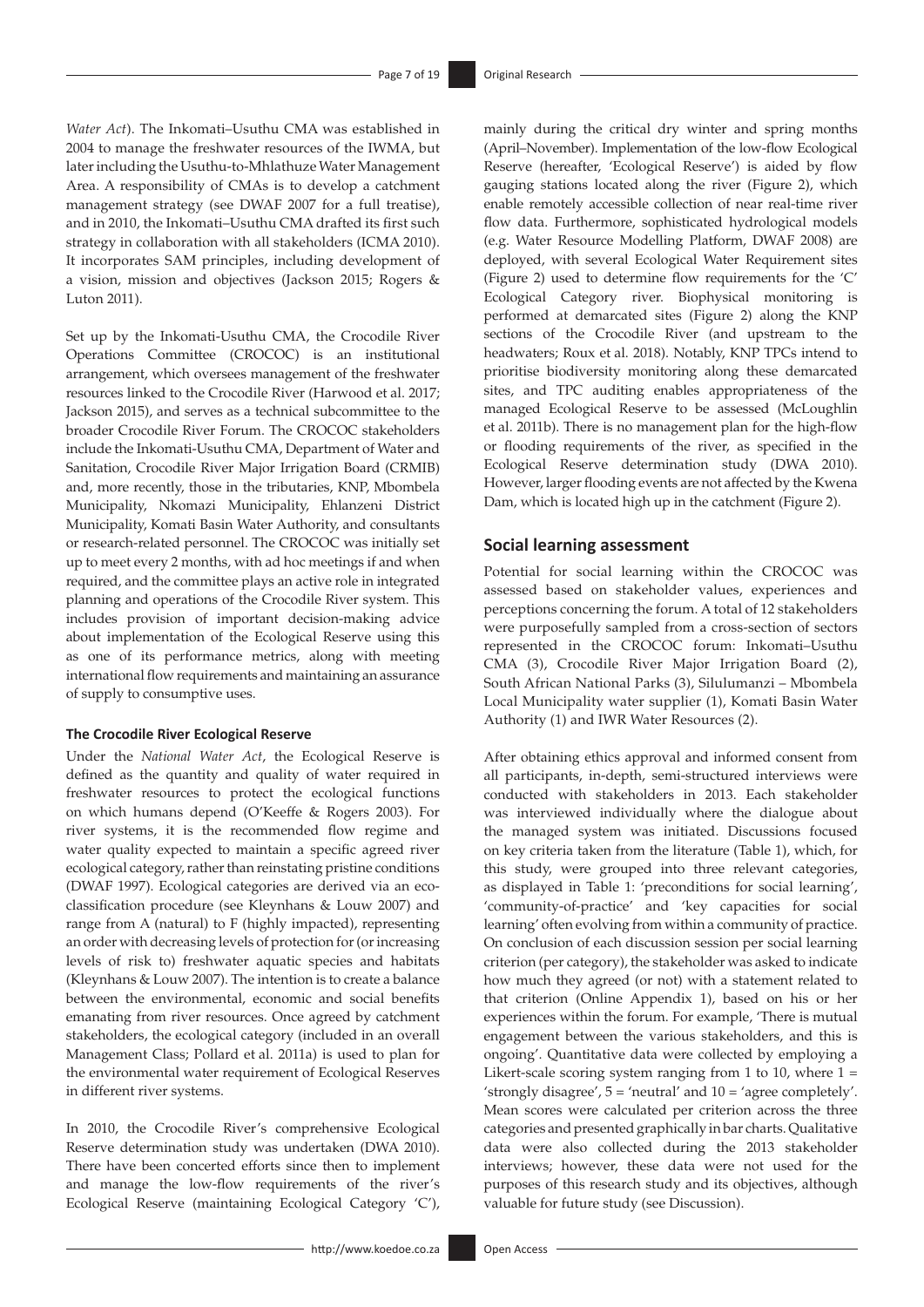*Water Act*). The Inkomati–Usuthu CMA was established in 2004 to manage the freshwater resources of the IWMA, but later including the Usuthu-to-Mhlathuze Water Management Area. A responsibility of CMAs is to develop a catchment management strategy (see DWAF 2007 for a full treatise), and in 2010, the Inkomati–Usuthu CMA drafted its first such strategy in collaboration with all stakeholders (ICMA 2010). It incorporates SAM principles, including development of a vision, mission and objectives (Jackson 2015; Rogers & Luton 2011).

Set up by the Inkomati-Usuthu CMA, the Crocodile River Operations Committee (CROCOC) is an institutional arrangement, which oversees management of the freshwater resources linked to the Crocodile River (Harwood et al. 2017; Jackson 2015), and serves as a technical subcommittee to the broader Crocodile River Forum. The CROCOC stakeholders include the Inkomati-Usuthu CMA, Department of Water and Sanitation, Crocodile River Major Irrigation Board (CRMIB) and, more recently, those in the tributaries, KNP, Mbombela Municipality, Nkomazi Municipality, Ehlanzeni District Municipality, Komati Basin Water Authority, and consultants or research-related personnel. The CROCOC was initially set up to meet every 2 months, with ad hoc meetings if and when required, and the committee plays an active role in integrated planning and operations of the Crocodile River system. This includes provision of important decision-making advice about implementation of the Ecological Reserve using this as one of its performance metrics, along with meeting international flow requirements and maintaining an assurance of supply to consumptive uses.

#### The Crocodile River Ecological Reserve

Under the *National Water Act*, the Ecological Reserve is defined as the quantity and quality of water required in freshwater resources to protect the ecological functions on which humans depend (O'Keeffe & Rogers 2003). For river systems, it is the recommended flow regime and water quality expected to maintain a specific agreed river ecological category, rather than reinstating pristine conditions (DWAF 1997). Ecological categories are derived via an eco-classification procedure (see Kleynhans & Louw 2007) and range from A (natural) to F (highly impacted), representing an order with decreasing levels of protection for (or increasing levels of risk to) freshwater aquatic species and habitats (Kleynhans & Louw 2007). The intention is to create a balance between the environmental, economic and social benefits emanating from river resources. Once agreed by catchment stakeholders, the ecological category (included in an overall Management Class; Pollard et al. 2011a) is used to plan for the environmental water requirement of Ecological Reserves in different river systems.

In 2010, the Crocodile River's comprehensive Ecological Reserve determination study was undertaken (DWA 2010). There have been concerted efforts since then to implement and manage the low-flow requirements of the river's Ecological Reserve (maintaining Ecological Category 'C'), mainly during the critical dry winter and spring months (April–November). Implementation of the low-flow Ecological Reserve (hereafter, 'Ecological Reserve') is aided by flow gauging stations located along the river (Figure 2), which enable remotely accessible collection of near real-time river flow data. Furthermore, sophisticated hydrological models (e.g. Water Resource Modelling Platform, DWAF 2008) are deployed, with several Ecological Water Requirement sites (Figure 2) used to determine flow requirements for the 'C' Ecological Category river. Biophysical monitoring is performed at demarcated sites (Figure 2) along the KNP sections of the Crocodile River (and upstream to the headwaters; Roux et al. 2018). Notably, KNP TPCs intend to prioritise biodiversity monitoring along these demarcated sites, and TPC auditing enables appropriateness of the managed Ecological Reserve to be assessed (McLoughlin et al. 2011b). There is no management plan for the high-flow or flooding requirements of the river, as specified in the Ecological Reserve determination study (DWA 2010). However, larger flooding events are not affected by the Kwena Dam, which is located high up in the catchment (Figure 2).

### Social learning assessment

Potential for social learning within the CROCOC was assessed based on stakeholder values, experiences and perceptions concerning the forum. A total of 12 stakeholders were purposefully sampled from a cross-section of sectors represented in the CROCOC forum: Inkomati–Usuthu CMA (3), Crocodile River Major Irrigation Board (2), South African National Parks (3), Silulumanzi – Mbombela Local Municipality water supplier (1), Komati Basin Water Authority (1) and IWR Water Resources (2).

After obtaining ethics approval and informed consent from all participants, in-depth, semi-structured interviews were conducted with stakeholders in 2013. Each stakeholder was interviewed individually where the dialogue about the managed system was initiated. Discussions focused on key criteria taken from the literature (Table 1), which, for this study, were grouped into three relevant categories, as displayed in Table 1: 'preconditions for social learning', 'community-of-practice' and 'key capacities for social learning' often evolving from within a community of practice. On conclusion of each discussion session per social learning criterion (per category), the stakeholder was asked to indicate how much they agreed (or not) with a statement related to that criterion (Online Appendix 1), based on his or her experiences within the forum. For example, 'There is mutual engagement between the various stakeholders, and this is ongoing'. Quantitative data were collected by employing a Likert-scale scoring system ranging from 1 to 10, where 1 = 'strongly disagree', 5 = 'neutral' and 10 = 'agree completely'. Mean scores were calculated per criterion across the three categories and presented graphically in bar charts. Qualitative data were also collected during the 2013 stakeholder interviews; however, these data were not used for the purposes of this research study and its objectives, although valuable for future study (see Discussion).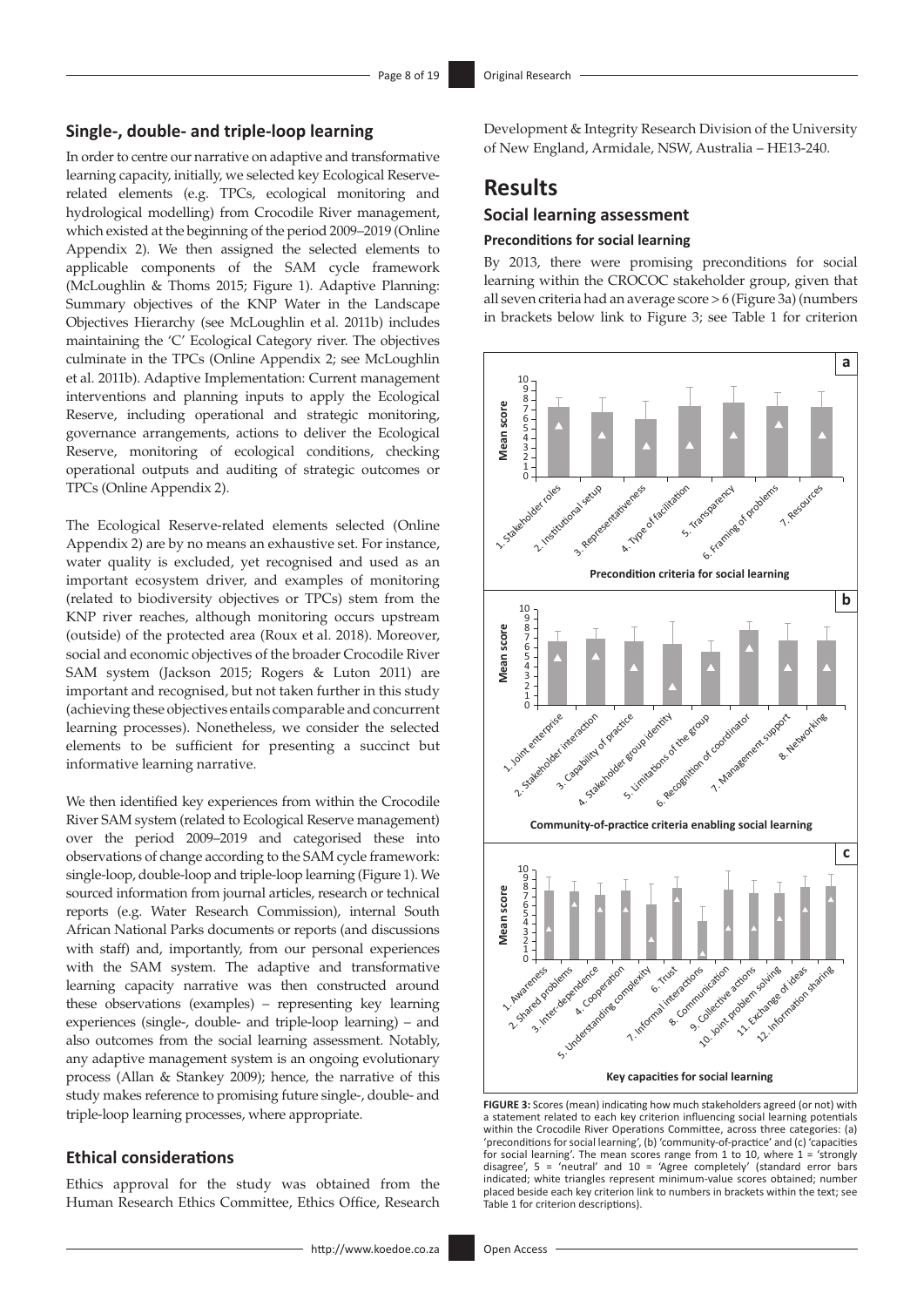### Single-, double- and triple-loop learning

In order to centre our narrative on adaptive and transformative learning capacity, initially, we selected key Ecological Reserve-related elements (e.g. TPCs, ecological monitoring and hydrological modelling) from Crocodile River management, which existed at the beginning of the period 2009–2019 (Online Appendix 2). We then assigned the selected elements to applicable components of the SAM cycle framework (McLoughlin & Thoms 2015; Figure 1). Adaptive Planning: Summary objectives of the KNP Water in the Landscape Objectives Hierarchy (see McLoughlin et al. 2011b) includes maintaining the 'C' Ecological Category river. The objectives culminate in the TPCs (Online Appendix 2; see McLoughlin et al. 2011b). Adaptive Implementation: Current management interventions and planning inputs to apply the Ecological Reserve, including operational and strategic monitoring, governance arrangements, actions to deliver the Ecological Reserve, monitoring of ecological conditions, checking operational outputs and auditing of strategic outcomes or TPCs (Online Appendix 2).

The Ecological Reserve-related elements selected (Online Appendix 2) are by no means an exhaustive set. For instance, water quality is excluded, yet recognised and used as an important ecosystem driver, and examples of monitoring (related to biodiversity objectives or TPCs) stem from the KNP river reaches, although monitoring occurs upstream (outside) of the protected area (Roux et al. 2018). Moreover, social and economic objectives of the broader Crocodile River SAM system (Jackson 2015; Rogers & Luton 2011) are important and recognised, but not taken further in this study (achieving these objectives entails comparable and concurrent learning processes). Nonetheless, we consider the selected elements to be sufficient for presenting a succinct but informative learning narrative.

We then identified key experiences from within the Crocodile River SAM system (related to Ecological Reserve management) over the period 2009–2019 and categorised these into observations of change according to the SAM cycle framework: single-loop, double-loop and triple-loop learning (Figure 1). We sourced information from journal articles, research or technical reports (e.g. Water Research Commission), internal South African National Parks documents or reports (and discussions with staff) and, importantly, from our personal experiences with the SAM system. The adaptive and transformative learning capacity narrative was then constructed around these observations (examples) – representing key learning experiences (single-, double- and triple-loop learning) – and also outcomes from the social learning assessment. Notably, any adaptive management system is an ongoing evolutionary process (Allan & Stankey 2009); hence, the narrative of this study makes reference to promising future single-, double- and triple-loop learning processes, where appropriate.

### Ethical considerations

Ethics approval for the study was obtained from the Human Research Ethics Committee, Ethics Office, Research Development & Integrity Research Division of the University of New England, Armidale, NSW, Australia – HE13-240.

## Results

### Social learning assessment

#### Preconditions for social learning

By 2013, there were promising preconditions for social learning within the CROCOC stakeholder group, given that all seven criteria had an average score > 6 (Figure 3a) (numbers in brackets below link to Figure 3; see Table 1 for criterion

**FIGURE 3:** Scores (mean) indicating how much stakeholders agreed (or not) with a statement related to each key criterion influencing social learning potentials within the Crocodile River Operations Committee, across three categories: (a) 'preconditions for social learning', (b) 'community-of-practice' and (c) 'capacities for social learning'. The mean scores range from 1 to 10, where 1 = 'strongly disagree', 5 = 'neutral' and 10 = 'Agree completely' (standard error bars indicated; white triangles represent minimum-value scores obtained; number placed beside each key criterion link to numbers in brackets within the text; see Table 1 for criterion descriptions).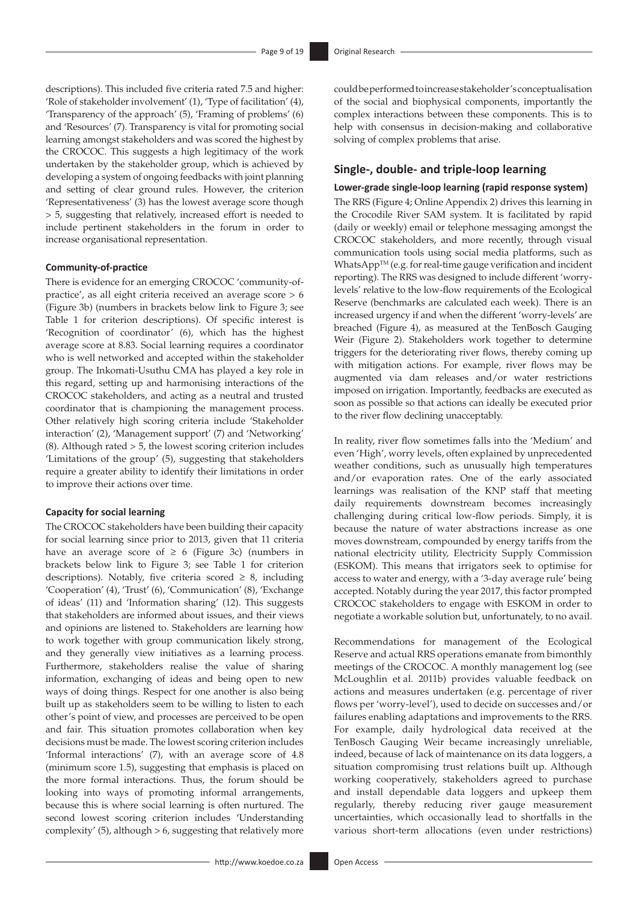descriptions). This included five criteria rated 7.5 and higher: 'Role of stakeholder involvement' (1), 'Type of facilitation' (4), 'Transparency of the approach' (5), 'Framing of problems' (6) and 'Resources' (7). Transparency is vital for promoting social learning amongst stakeholders and was scored the highest by the CROCOC. This suggests a high legitimacy of the work undertaken by the stakeholder group, which is achieved by developing a system of ongoing feedbacks with joint planning and setting of clear ground rules. However, the criterion 'Representativeness' (3) has the lowest average score though > 5, suggesting that relatively, increased effort is needed to include pertinent stakeholders in the forum in order to increase organisational representation.

#### Community-of-practice

There is evidence for an emerging CROCOC 'community-of-practice', as all eight criteria received an average score > 6 (Figure 3b) (numbers in brackets below link to Figure 3; see Table 1 for criterion descriptions). Of specific interest is 'Recognition of coordinator' (6), which has the highest average score at 8.83. Social learning requires a coordinator who is well networked and accepted within the stakeholder group. The Inkomati-Usuthu CMA has played a key role in this regard, setting up and harmonising interactions of the CROCOC stakeholders, and acting as a neutral and trusted coordinator that is championing the management process. Other relatively high scoring criteria include 'Stakeholder interaction' (2), 'Management support' (7) and 'Networking' (8). Although rated > 5, the lowest scoring criterion includes 'Limitations of the group' (5), suggesting that stakeholders require a greater ability to identify their limitations in order to improve their actions over time.

#### Capacity for social learning

The CROCOC stakeholders have been building their capacity for social learning since prior to 2013, given that 11 criteria have an average score of ≥ 6 (Figure 3c) (numbers in brackets below link to Figure 3; see Table 1 for criterion descriptions). Notably, five criteria scored ≥ 8, including 'Cooperation' (4), 'Trust' (6), 'Communication' (8), 'Exchange of ideas' (11) and 'Information sharing' (12). This suggests that stakeholders are informed about issues, and their views and opinions are listened to. Stakeholders are learning how to work together with group communication likely strong, and they generally view initiatives as a learning process. Furthermore, stakeholders realise the value of sharing information, exchanging of ideas and being open to new ways of doing things. Respect for one another is also being built up as stakeholders seem to be willing to listen to each other's point of view, and processes are perceived to be open and fair. This situation promotes collaboration when key decisions must be made. The lowest scoring criterion includes 'Informal interactions' (7), with an average score of 4.8 (minimum score 1.5), suggesting that emphasis is placed on the more formal interactions. Thus, the forum should be looking into ways of promoting informal arrangements, because this is where social learning is often nurtured. The second lowest scoring criterion includes 'Understanding complexity' (5), although > 6, suggesting that relatively more could be performed to increase stakeholder's conceptualisation of the social and biophysical components, importantly the complex interactions between these components. This is to help with consensus in decision-making and collaborative solving of complex problems that arise.

### Single-, double- and triple-loop learning

#### Lower-grade single-loop learning (rapid response system)

The RRS (Figure 4; Online Appendix 2) drives this learning in the Crocodile River SAM system. It is facilitated by rapid (daily or weekly) email or telephone messaging amongst the CROCOC stakeholders, and more recently, through visual communication tools using social media platforms, such as WhatsApp™ (e.g. for real-time gauge verification and incident reporting). The RRS was designed to include different 'worry-levels' relative to the low-flow requirements of the Ecological Reserve (benchmarks are calculated each week). There is an increased urgency if and when the different 'worry-levels' are breached (Figure 4), as measured at the TenBosch Gauging Weir (Figure 2). Stakeholders work together to determine triggers for the deteriorating river flows, thereby coming up with mitigation actions. For example, river flows may be augmented via dam releases and/or water restrictions imposed on irrigation. Importantly, feedbacks are executed as soon as possible so that actions can ideally be executed prior to the river flow declining unacceptably.

In reality, river flow sometimes falls into the 'Medium' and even 'High', worry levels, often explained by unprecedented weather conditions, such as unusually high temperatures and/or evaporation rates. One of the early associated learnings was realisation of the KNP staff that meeting daily requirements downstream becomes increasingly challenging during critical low-flow periods. Simply, it is because the nature of water abstractions increase as one moves downstream, compounded by energy tariffs from the national electricity utility, Electricity Supply Commission (ESKOM). This means that irrigators seek to optimise for access to water and energy, with a '3-day average rule' being accepted. Notably during the year 2017, this factor prompted CROCOC stakeholders to engage with ESKOM in order to negotiate a workable solution but, unfortunately, to no avail.

Recommendations for management of the Ecological Reserve and actual RRS operations emanate from bimonthly meetings of the CROCOC. A monthly management log (see McLoughlin et al. 2011b) provides valuable feedback on actions and measures undertaken (e.g. percentage of river flows per 'worry-level'), used to decide on successes and/or failures enabling adaptations and improvements to the RRS. For example, daily hydrological data received at the TenBosch Gauging Weir became increasingly unreliable, indeed, because of lack of maintenance on its data loggers, a situation compromising trust relations built up. Although working cooperatively, stakeholders agreed to purchase and install dependable data loggers and upkeep them regularly, thereby reducing river gauge measurement uncertainties, which occasionally lead to shortfalls in the various short-term allocations (even under restrictions)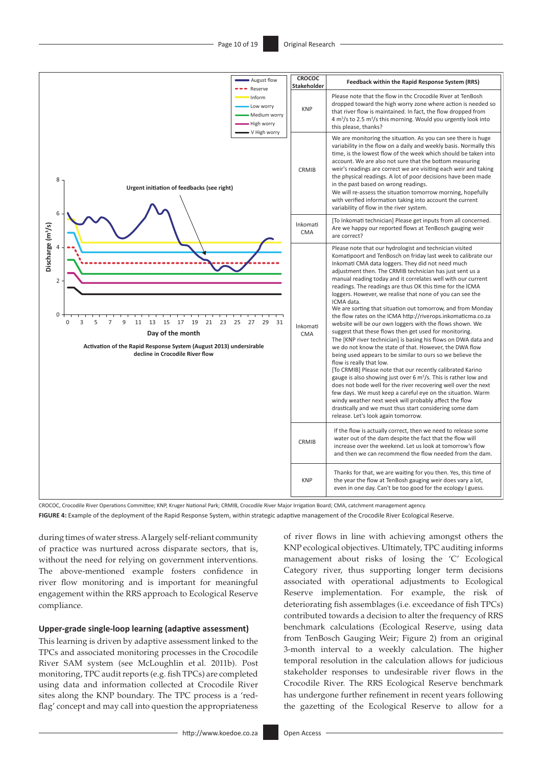| CROCOC Stakeholder | Feedback within the Rapid Response System (RRS) |
|---|---|
| KNP | Please note that the flow in thc Crocodile River at TenBosh dropped toward the high worry zone where action is needed so that river flow is maintained. In fact, the flow dropped from 4 $m^3$/s to 2.5 $m^3$/s this morning. Would you urgently look into this please, thanks? |
| CRMIB | We are monitoring the situation. As you can see there is huge variability in the flow on a daily and weekly basis. Normally this time, is the lowest flow of the week which should be taken into account. We are also not sure that the bottom measuring weir's readings are correct we are visiting each weir and taking the physical readings. A lot of poor decisions have been made in the past based on wrong readings. We will re-assess the situation tomorrow morning, hopefully with verified information taking into account the current variability of flow in the river system. |
| Inkomati CMA | [To Inkomati technician] Please get inputs from all concerned. Are we happy our reported flows at TenBosch gauging weir are correct? |
| Inkomati CMA | Please note that our hydrologist and technician visited Komatipoort and TenBosch on friday last week to calibrate our Inkomati CMA data loggers. They did not need much adjustment then. The CRMIB technician has just sent us a manual reading today and it correlates well with our current readings. The readings are thus OK this time for the ICMA loggers. However, we realise that none of you can see the ICMA data. We are sorting that situation out tomorrow, and from Monday the flow rates on the ICMA http://riverops.inkomaticma.co.za website will be our own loggers with the flows shown. We suggest that these flows then get used for monitoring. The [KNP river technician] is basing his flows on DWA data and we do not know the state of that. However, the DWA flow being used appears to be similar to ours so we believe the flow is really that low. [To CRMIB] Please note that our recently calibrated Karino gauge is also showing just over 6 $m^3$/s. This is rather low and does not bode well for the river recovering well over the next few days. We must keep a careful eye on the situation. Warm windy weather next week will probably affect the flow drastically and we must thus start considering some dam release. Let's look again tomorrow. |
| CRMIB | If the flow is actually correct, then we need to release some water out of the dam despite the fact that the flow will increase over the weekend. Let us look at tomorrow's flow and then we can recommend the flow needed from the dam. |
| KNP | Thanks for that, we are waiting for you then. Yes, this time of the year the flow at TenBosh gauging weir does vary a lot, even in one day. Can't be too good for the ecology I guess. |

Activation of the Rapid Response System (August 2013) undersirable decline in Crocodile River flow

CROCOC, Crocodile River Operations Committee; KNP, Kruger National Park; CRMIB, Crocodile River Major Irrigation Board; CMA, catchment management agency.

**FIGURE 4:** Example of the deployment of the Rapid Response System, within strategic adaptive management of the Crocodile River Ecological Reserve.

during times of water stress. A largely self-reliant community of practice was nurtured across disparate sectors, that is, without the need for relying on government interventions. The above-mentioned example fosters confidence in river flow monitoring and is important for meaningful engagement within the RRS approach to Ecological Reserve compliance.

#### Upper-grade single-loop learning (adaptive assessment)

This learning is driven by adaptive assessment linked to the TPCs and associated monitoring processes in the Crocodile River SAM system (see McLoughlin et al. 2011b). Post monitoring, TPC audit reports (e.g. fish TPCs) are completed using data and information collected at Crocodile River sites along the KNP boundary. The TPC process is a 'red-flag' concept and may call into question the appropriateness of river flows in line with achieving amongst others the KNP ecological objectives. Ultimately, TPC auditing informs management about risks of losing the 'C' Ecological Category river, thus supporting longer term decisions associated with operational adjustments to Ecological Reserve implementation. For example, the risk of deteriorating fish assemblages (i.e. exceedance of fish TPCs) contributed towards a decision to alter the frequency of RRS benchmark calculations (Ecological Reserve, using data from TenBosch Gauging Weir; Figure 2) from an original 3-month interval to a weekly calculation. The higher temporal resolution in the calculation allows for judicious stakeholder responses to undesirable river flows in the Crocodile River. The RRS Ecological Reserve benchmark has undergone further refinement in recent years following the gazetting of the Ecological Reserve to allow for a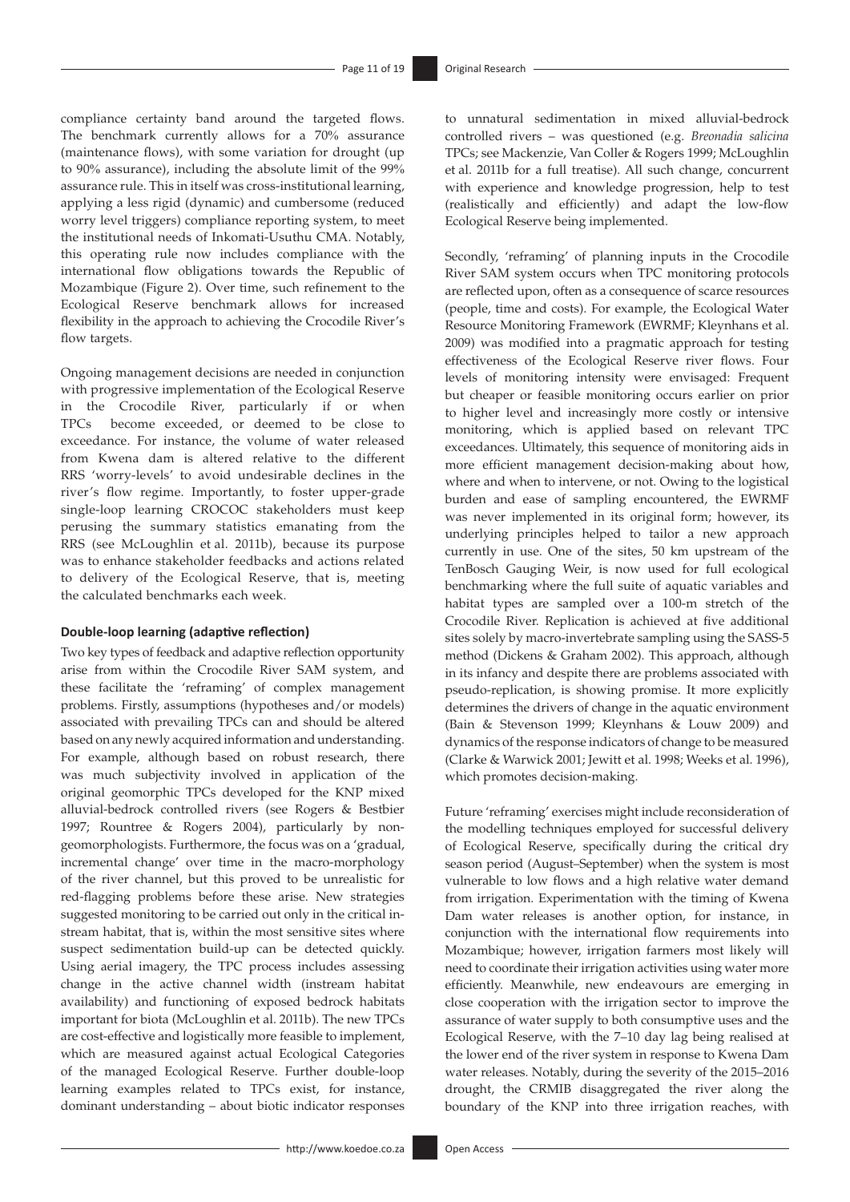compliance certainty band around the targeted flows. The benchmark currently allows for a 70% assurance (maintenance flows), with some variation for drought (up to 90% assurance), including the absolute limit of the 99% assurance rule. This in itself was cross-institutional learning, applying a less rigid (dynamic) and cumbersome (reduced worry level triggers) compliance reporting system, to meet the institutional needs of Inkomati-Usuthu CMA. Notably, this operating rule now includes compliance with the international flow obligations towards the Republic of Mozambique (Figure 2). Over time, such refinement to the Ecological Reserve benchmark allows for increased flexibility in the approach to achieving the Crocodile River's flow targets.

Ongoing management decisions are needed in conjunction with progressive implementation of the Ecological Reserve in the Crocodile River, particularly if or when TPCs become exceeded, or deemed to be close to exceedance. For instance, the volume of water released from Kwena dam is altered relative to the different RRS 'worry-levels' to avoid undesirable declines in the river's flow regime. Importantly, to foster upper-grade single-loop learning CROCOC stakeholders must keep perusing the summary statistics emanating from the RRS (see McLoughlin et al. 2011b), because its purpose was to enhance stakeholder feedbacks and actions related to delivery of the Ecological Reserve, that is, meeting the calculated benchmarks each week.

#### Double-loop learning (adaptive reflection)

Two key types of feedback and adaptive reflection opportunity arise from within the Crocodile River SAM system, and these facilitate the 'reframing' of complex management problems. Firstly, assumptions (hypotheses and/or models) associated with prevailing TPCs can and should be altered based on any newly acquired information and understanding. For example, although based on robust research, there was much subjectivity involved in application of the original geomorphic TPCs developed for the KNP mixed alluvial-bedrock controlled rivers (see Rogers & Bestbier 1997; Rountree & Rogers 2004), particularly by non-geomorphologists. Furthermore, the focus was on a 'gradual, incremental change' over time in the macro-morphology of the river channel, but this proved to be unrealistic for red-flagging problems before these arise. New strategies suggested monitoring to be carried out only in the critical in-stream habitat, that is, within the most sensitive sites where suspect sedimentation build-up can be detected quickly. Using aerial imagery, the TPC process includes assessing change in the active channel width (instream habitat availability) and functioning of exposed bedrock habitats important for biota (McLoughlin et al. 2011b). The new TPCs are cost-effective and logistically more feasible to implement, which are measured against actual Ecological Categories of the managed Ecological Reserve. Further double-loop learning examples related to TPCs exist, for instance, dominant understanding – about biotic indicator responses to unnatural sedimentation in mixed alluvial-bedrock controlled rivers – was questioned (e.g. *Breonadia salicina* TPCs; see Mackenzie, Van Coller & Rogers 1999; McLoughlin et al. 2011b for a full treatise). All such change, concurrent with experience and knowledge progression, help to test (realistically and efficiently) and adapt the low-flow Ecological Reserve being implemented.

Secondly, 'reframing' of planning inputs in the Crocodile River SAM system occurs when TPC monitoring protocols are reflected upon, often as a consequence of scarce resources (people, time and costs). For example, the Ecological Water Resource Monitoring Framework (EWRMF; Kleynhans et al. 2009) was modified into a pragmatic approach for testing effectiveness of the Ecological Reserve river flows. Four levels of monitoring intensity were envisaged: Frequent but cheaper or feasible monitoring occurs earlier on prior to higher level and increasingly more costly or intensive monitoring, which is applied based on relevant TPC exceedances. Ultimately, this sequence of monitoring aids in more efficient management decision-making about how, where and when to intervene, or not. Owing to the logistical burden and ease of sampling encountered, the EWRMF was never implemented in its original form; however, its underlying principles helped to tailor a new approach currently in use. One of the sites, 50 km upstream of the TenBosch Gauging Weir, is now used for full ecological benchmarking where the full suite of aquatic variables and habitat types are sampled over a 100-m stretch of the Crocodile River. Replication is achieved at five additional sites solely by macro-invertebrate sampling using the SASS-5 method (Dickens & Graham 2002). This approach, although in its infancy and despite there are problems associated with pseudo-replication, is showing promise. It more explicitly determines the drivers of change in the aquatic environment (Bain & Stevenson 1999; Kleynhans & Louw 2009) and dynamics of the response indicators of change to be measured (Clarke & Warwick 2001; Jewitt et al. 1998; Weeks et al. 1996), which promotes decision-making.

Future 'reframing' exercises might include reconsideration of the modelling techniques employed for successful delivery of Ecological Reserve, specifically during the critical dry season period (August–September) when the system is most vulnerable to low flows and a high relative water demand from irrigation. Experimentation with the timing of Kwena Dam water releases is another option, for instance, in conjunction with the international flow requirements into Mozambique; however, irrigation farmers most likely will need to coordinate their irrigation activities using water more efficiently. Meanwhile, new endeavours are emerging in close cooperation with the irrigation sector to improve the assurance of water supply to both consumptive uses and the Ecological Reserve, with the 7–10 day lag being realised at the lower end of the river system in response to Kwena Dam water releases. Notably, during the severity of the 2015–2016 drought, the CRMIB disaggregated the river along the boundary of the KNP into three irrigation reaches, with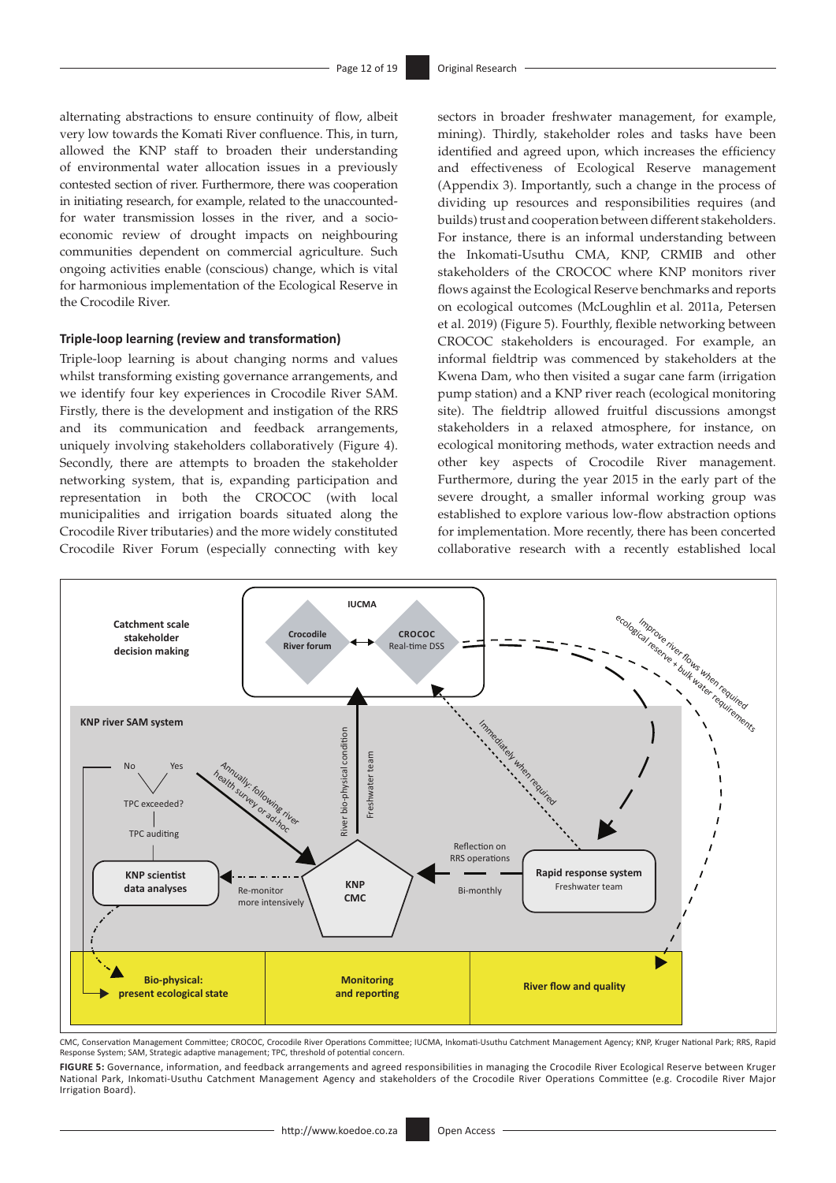alternating abstractions to ensure continuity of flow, albeit very low towards the Komati River confluence. This, in turn, allowed the KNP staff to broaden their understanding of environmental water allocation issues in a previously contested section of river. Furthermore, there was cooperation in initiating research, for example, related to the unaccounted-for water transmission losses in the river, and a socio-economic review of drought impacts on neighbouring communities dependent on commercial agriculture. Such ongoing activities enable (conscious) change, which is vital for harmonious implementation of the Ecological Reserve in the Crocodile River.

#### Triple-loop learning (review and transformation)

Triple-loop learning is about changing norms and values whilst transforming existing governance arrangements, and we identify four key experiences in Crocodile River SAM. Firstly, there is the development and instigation of the RRS and its communication and feedback arrangements, uniquely involving stakeholders collaboratively (Figure 4). Secondly, there are attempts to broaden the stakeholder networking system, that is, expanding participation and representation in both the CROCOC (with local municipalities and irrigation boards situated along the Crocodile River tributaries) and the more widely constituted Crocodile River Forum (especially connecting with key sectors in broader freshwater management, for example, mining). Thirdly, stakeholder roles and tasks have been identified and agreed upon, which increases the efficiency and effectiveness of Ecological Reserve management (Appendix 3). Importantly, such a change in the process of dividing up resources and responsibilities requires (and builds) trust and cooperation between different stakeholders. For instance, there is an informal understanding between the Inkomati-Usuthu CMA, KNP, CRMIB and other stakeholders of the CROCOC where KNP monitors river flows against the Ecological Reserve benchmarks and reports on ecological outcomes (McLoughlin et al. 2011a, Petersen et al. 2019) (Figure 5). Fourthly, flexible networking between CROCOC stakeholders is encouraged. For example, an informal fieldtrip was commenced by stakeholders at the Kwena Dam, who then visited a sugar cane farm (irrigation pump station) and a KNP river reach (ecological monitoring site). The fieldtrip allowed fruitful discussions amongst stakeholders in a relaxed atmosphere, for instance, on ecological monitoring methods, water extraction needs and other key aspects of Crocodile River management. Furthermore, during the year 2015 in the early part of the severe drought, a smaller informal working group was established to explore various low-flow abstraction options for implementation. More recently, there has been concerted collaborative research with a recently established local

CMC, Conservation Management Committee; CROCOC, Crocodile River Operations Committee; IUCMA, Inkomati-Usuthu Catchment Management Agency; KNP, Kruger National Park; RRS, Rapid Response System; SAM, Strategic adaptive management; TPC, threshold of potential concern.

**FIGURE 5:** Governance, information, and feedback arrangements and agreed responsibilities in managing the Crocodile River Ecological Reserve between Kruger National Park, Inkomati-Usuthu Catchment Management Agency and stakeholders of the Crocodile River Operations Committee (e.g. Crocodile River Major Irrigation Board).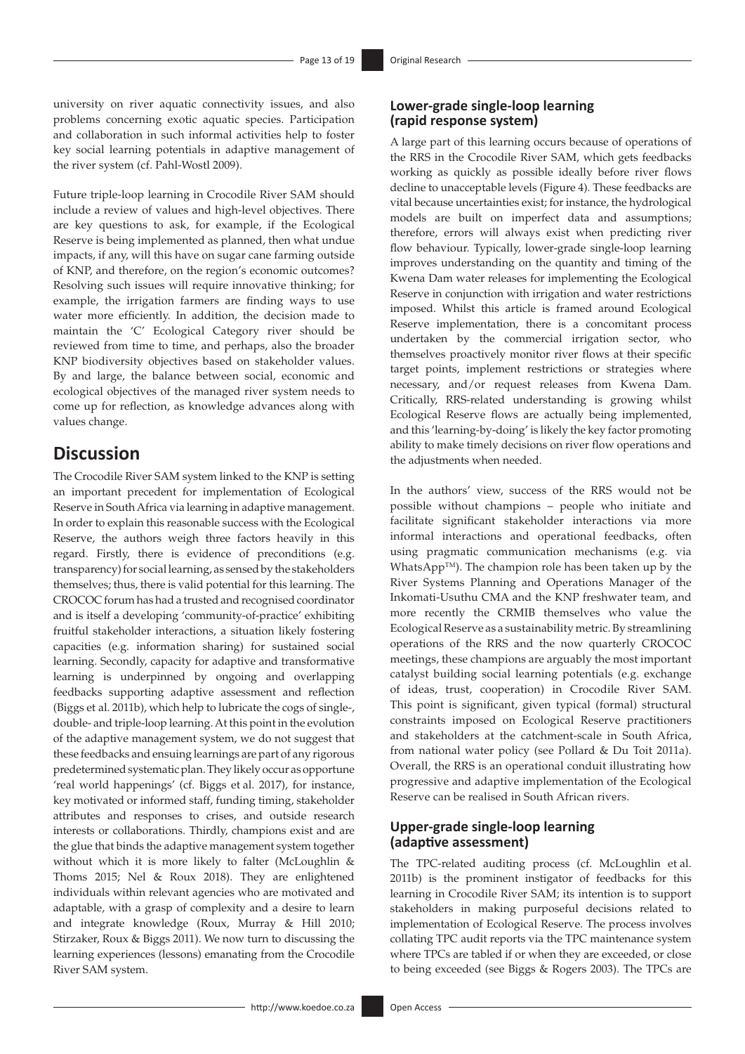university on river aquatic connectivity issues, and also problems concerning exotic aquatic species. Participation and collaboration in such informal activities help to foster key social learning potentials in adaptive management of the river system (cf. Pahl-Wostl 2009).

Future triple-loop learning in Crocodile River SAM should include a review of values and high-level objectives. There are key questions to ask, for example, if the Ecological Reserve is being implemented as planned, then what undue impacts, if any, will this have on sugar cane farming outside of KNP, and therefore, on the region's economic outcomes? Resolving such issues will require innovative thinking; for example, the irrigation farmers are finding ways to use water more efficiently. In addition, the decision made to maintain the 'C' Ecological Category river should be reviewed from time to time, and perhaps, also the broader KNP biodiversity objectives based on stakeholder values. By and large, the balance between social, economic and ecological objectives of the managed river system needs to come up for reflection, as knowledge advances along with values change.

## Discussion

The Crocodile River SAM system linked to the KNP is setting an important precedent for implementation of Ecological Reserve in South Africa via learning in adaptive management. In order to explain this reasonable success with the Ecological Reserve, the authors weigh three factors heavily in this regard. Firstly, there is evidence of preconditions (e.g. transparency) for social learning, as sensed by the stakeholders themselves; thus, there is valid potential for this learning. The CROCOC forum has had a trusted and recognised coordinator and is itself a developing 'community-of-practice' exhibiting fruitful stakeholder interactions, a situation likely fostering capacities (e.g. information sharing) for sustained social learning. Secondly, capacity for adaptive and transformative learning is underpinned by ongoing and overlapping feedbacks supporting adaptive assessment and reflection (Biggs et al. 2011b), which help to lubricate the cogs of single-, double- and triple-loop learning. At this point in the evolution of the adaptive management system, we do not suggest that these feedbacks and ensuing learnings are part of any rigorous predetermined systematic plan. They likely occur as opportune 'real world happenings' (cf. Biggs et al. 2017), for instance, key motivated or informed staff, funding timing, stakeholder attributes and responses to crises, and outside research interests or collaborations. Thirdly, champions exist and are the glue that binds the adaptive management system together without which it is more likely to falter (McLoughlin & Thoms 2015; Nel & Roux 2018). They are enlightened individuals within relevant agencies who are motivated and adaptable, with a grasp of complexity and a desire to learn and integrate knowledge (Roux, Murray & Hill 2010; Stirzaker, Roux & Biggs 2011). We now turn to discussing the learning experiences (lessons) emanating from the Crocodile River SAM system.

### Lower-grade single-loop learning (rapid response system)

A large part of this learning occurs because of operations of the RRS in the Crocodile River SAM, which gets feedbacks working as quickly as possible ideally before river flows decline to unacceptable levels (Figure 4). These feedbacks are vital because uncertainties exist; for instance, the hydrological models are built on imperfect data and assumptions; therefore, errors will always exist when predicting river flow behaviour. Typically, lower-grade single-loop learning improves understanding on the quantity and timing of the Kwena Dam water releases for implementing the Ecological Reserve in conjunction with irrigation and water restrictions imposed. Whilst this article is framed around Ecological Reserve implementation, there is a concomitant process undertaken by the commercial irrigation sector, who themselves proactively monitor river flows at their specific target points, implement restrictions or strategies where necessary, and/or request releases from Kwena Dam. Critically, RRS-related understanding is growing whilst Ecological Reserve flows are actually being implemented, and this 'learning-by-doing' is likely the key factor promoting ability to make timely decisions on river flow operations and the adjustments when needed.

In the authors' view, success of the RRS would not be possible without champions – people who initiate and facilitate significant stakeholder interactions via more informal interactions and operational feedbacks, often using pragmatic communication mechanisms (e.g. via WhatsApp™). The champion role has been taken up by the River Systems Planning and Operations Manager of the Inkomati-Usuthu CMA and the KNP freshwater team, and more recently the CRMIB themselves who value the Ecological Reserve as a sustainability metric. By streamlining operations of the RRS and the now quarterly CROCOC meetings, these champions are arguably the most important catalyst building social learning potentials (e.g. exchange of ideas, trust, cooperation) in Crocodile River SAM. This point is significant, given typical (formal) structural constraints imposed on Ecological Reserve practitioners and stakeholders at the catchment-scale in South Africa, from national water policy (see Pollard & Du Toit 2011a). Overall, the RRS is an operational conduit illustrating how progressive and adaptive implementation of the Ecological Reserve can be realised in South African rivers.

### Upper-grade single-loop learning (adaptive assessment)

The TPC-related auditing process (cf. McLoughlin et al. 2011b) is the prominent instigator of feedbacks for this learning in Crocodile River SAM; its intention is to support stakeholders in making purposeful decisions related to implementation of Ecological Reserve. The process involves collating TPC audit reports via the TPC maintenance system where TPCs are tabled if or when they are exceeded, or close to being exceeded (see Biggs & Rogers 2003). The TPCs are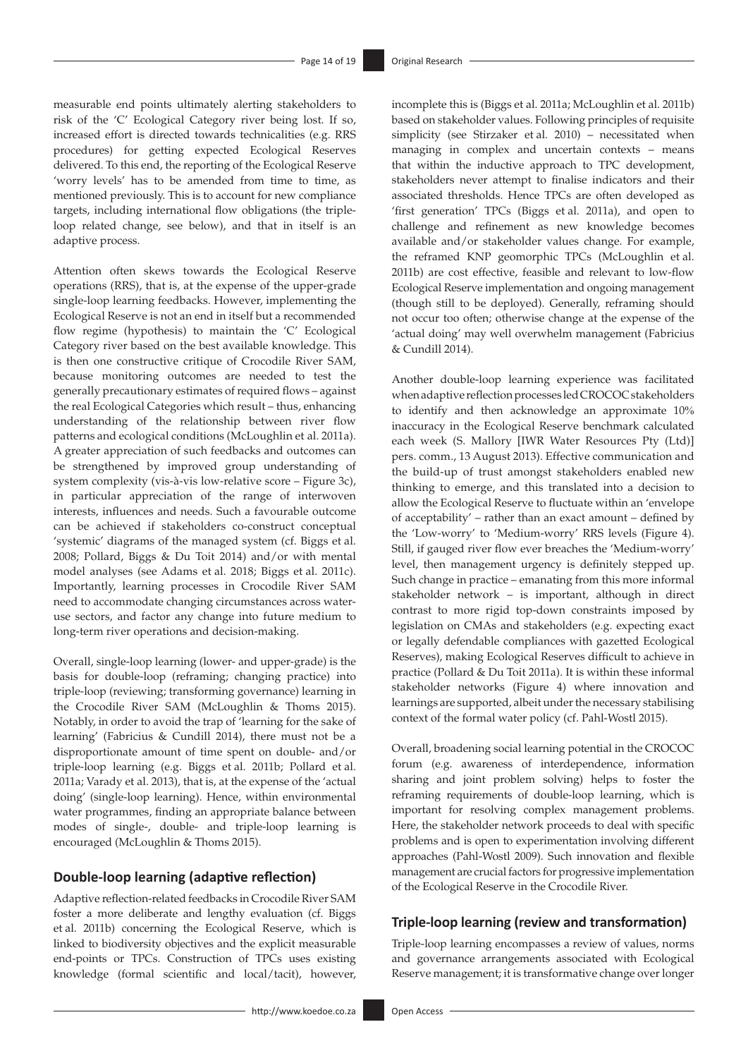measurable end points ultimately alerting stakeholders to risk of the 'C' Ecological Category river being lost. If so, increased effort is directed towards technicalities (e.g. RRS procedures) for getting expected Ecological Reserves delivered. To this end, the reporting of the Ecological Reserve 'worry levels' has to be amended from time to time, as mentioned previously. This is to account for new compliance targets, including international flow obligations (the triple-loop related change, see below), and that in itself is an adaptive process.

Attention often skews towards the Ecological Reserve operations (RRS), that is, at the expense of the upper-grade single-loop learning feedbacks. However, implementing the Ecological Reserve is not an end in itself but a recommended flow regime (hypothesis) to maintain the 'C' Ecological Category river based on the best available knowledge. This is then one constructive critique of Crocodile River SAM, because monitoring outcomes are needed to test the generally precautionary estimates of required flows – against the real Ecological Categories which result – thus, enhancing understanding of the relationship between river flow patterns and ecological conditions (McLoughlin et al. 2011a). A greater appreciation of such feedbacks and outcomes can be strengthened by improved group understanding of system complexity (vis-à-vis low-relative score – Figure 3c), in particular appreciation of the range of interwoven interests, influences and needs. Such a favourable outcome can be achieved if stakeholders co-construct conceptual 'systemic' diagrams of the managed system (cf. Biggs et al. 2008; Pollard, Biggs & Du Toit 2014) and/or with mental model analyses (see Adams et al. 2018; Biggs et al. 2011c). Importantly, learning processes in Crocodile River SAM need to accommodate changing circumstances across water-use sectors, and factor any change into future medium to long-term river operations and decision-making.

Overall, single-loop learning (lower- and upper-grade) is the basis for double-loop (reframing; changing practice) into triple-loop (reviewing; transforming governance) learning in the Crocodile River SAM (McLoughlin & Thoms 2015). Notably, in order to avoid the trap of 'learning for the sake of learning' (Fabricius & Cundill 2014), there must not be a disproportionate amount of time spent on double- and/or triple-loop learning (e.g. Biggs et al. 2011b; Pollard et al. 2011a; Varady et al. 2013), that is, at the expense of the 'actual doing' (single-loop learning). Hence, within environmental water programmes, finding an appropriate balance between modes of single-, double- and triple-loop learning is encouraged (McLoughlin & Thoms 2015).

### Double-loop learning (adaptive reflection)

Adaptive reflection-related feedbacks in Crocodile River SAM foster a more deliberate and lengthy evaluation (cf. Biggs et al. 2011b) concerning the Ecological Reserve, which is linked to biodiversity objectives and the explicit measurable end-points or TPCs. Construction of TPCs uses existing knowledge (formal scientific and local/tacit), however, incomplete this is (Biggs et al. 2011a; McLoughlin et al. 2011b) based on stakeholder values. Following principles of requisite simplicity (see Stirzaker et al. 2010) – necessitated when managing in complex and uncertain contexts – means that within the inductive approach to TPC development, stakeholders never attempt to finalise indicators and their associated thresholds. Hence TPCs are often developed as 'first generation' TPCs (Biggs et al. 2011a), and open to challenge and refinement as new knowledge becomes available and/or stakeholder values change. For example, the reframed KNP geomorphic TPCs (McLoughlin et al. 2011b) are cost effective, feasible and relevant to low-flow Ecological Reserve implementation and ongoing management (though still to be deployed). Generally, reframing should not occur too often; otherwise change at the expense of the 'actual doing' may well overwhelm management (Fabricius & Cundill 2014).

Another double-loop learning experience was facilitated when adaptive reflection processes led CROCOC stakeholders to identify and then acknowledge an approximate 10% inaccuracy in the Ecological Reserve benchmark calculated each week (S. Mallory [IWR Water Resources Pty (Ltd)] pers. comm., 13 August 2013). Effective communication and the build-up of trust amongst stakeholders enabled new thinking to emerge, and this translated into a decision to allow the Ecological Reserve to fluctuate within an 'envelope of acceptability' – rather than an exact amount – defined by the 'Low-worry' to 'Medium-worry' RRS levels (Figure 4). Still, if gauged river flow ever breaches the 'Medium-worry' level, then management urgency is definitely stepped up. Such change in practice – emanating from this more informal stakeholder network – is important, although in direct contrast to more rigid top-down constraints imposed by legislation on CMAs and stakeholders (e.g. expecting exact or legally defendable compliances with gazetted Ecological Reserves), making Ecological Reserves difficult to achieve in practice (Pollard & Du Toit 2011a). It is within these informal stakeholder networks (Figure 4) where innovation and learnings are supported, albeit under the necessary stabilising context of the formal water policy (cf. Pahl-Wostl 2015).

Overall, broadening social learning potential in the CROCOC forum (e.g. awareness of interdependence, information sharing and joint problem solving) helps to foster the reframing requirements of double-loop learning, which is important for resolving complex management problems. Here, the stakeholder network proceeds to deal with specific problems and is open to experimentation involving different approaches (Pahl-Wostl 2009). Such innovation and flexible management are crucial factors for progressive implementation of the Ecological Reserve in the Crocodile River.

### Triple-loop learning (review and transformation)

Triple-loop learning encompasses a review of values, norms and governance arrangements associated with Ecological Reserve management; it is transformative change over longer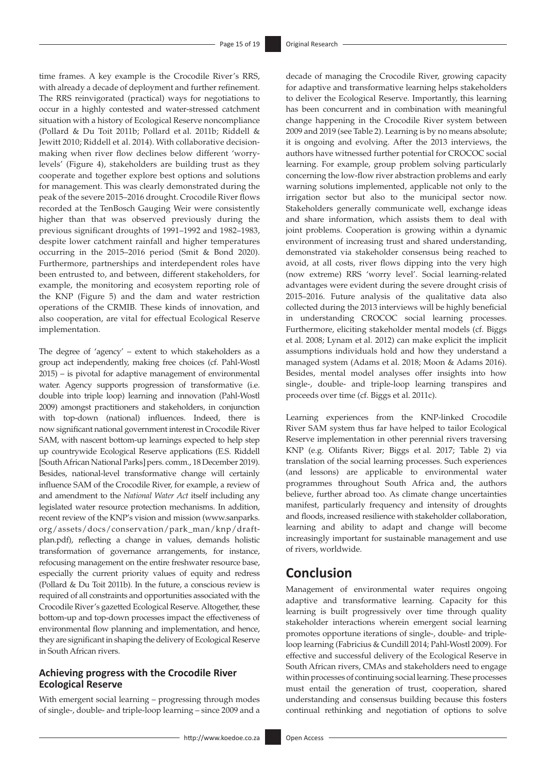time frames. A key example is the Crocodile River's RRS, with already a decade of deployment and further refinement. The RRS reinvigorated (practical) ways for negotiations to occur in a highly contested and water-stressed catchment situation with a history of Ecological Reserve noncompliance (Pollard & Du Toit 2011b; Pollard et al. 2011b; Riddell & Jewitt 2010; Riddell et al. 2014). With collaborative decision-making when river flow declines below different 'worry-levels' (Figure 4), stakeholders are building trust as they cooperate and together explore best options and solutions for management. This was clearly demonstrated during the peak of the severe 2015–2016 drought. Crocodile River flows recorded at the TenBosch Gauging Weir were consistently higher than that was observed previously during the previous significant droughts of 1991–1992 and 1982–1983, despite lower catchment rainfall and higher temperatures occurring in the 2015–2016 period (Smit & Bond 2020). Furthermore, partnerships and interdependent roles have been entrusted to, and between, different stakeholders, for example, the monitoring and ecosystem reporting role of the KNP (Figure 5) and the dam and water restriction operations of the CRMIB. These kinds of innovation, and also cooperation, are vital for effectual Ecological Reserve implementation.

The degree of 'agency' – extent to which stakeholders as a group act independently, making free choices (cf. Pahl-Wostl 2015) – is pivotal for adaptive management of environmental water. Agency supports progression of transformative (i.e. double into triple loop) learning and innovation (Pahl-Wostl 2009) amongst practitioners and stakeholders, in conjunction with top-down (national) influences. Indeed, there is now significant national government interest in Crocodile River SAM, with nascent bottom-up learnings expected to help step up countrywide Ecological Reserve applications (E.S. Riddell [South African National Parks] pers. comm., 18 December 2019). Besides, national-level transformative change will certainly influence SAM of the Crocodile River, for example, a review of and amendment to the *National Water Act* itself including any legislated water resource protection mechanisms. In addition, recent review of the KNP's vision and mission (www.sanparks.org/assets/docs/conservation/park_man/knp/draft-plan.pdf), reflecting a change in values, demands holistic transformation of governance arrangements, for instance, refocusing management on the entire freshwater resource base, especially the current priority values of equity and redress (Pollard & Du Toit 2011b). In the future, a conscious review is required of all constraints and opportunities associated with the Crocodile River's gazetted Ecological Reserve. Altogether, these bottom-up and top-down processes impact the effectiveness of environmental flow planning and implementation, and hence, they are significant in shaping the delivery of Ecological Reserve in South African rivers.

### Achieving progress with the Crocodile River Ecological Reserve

With emergent social learning – progressing through modes of single-, double- and triple-loop learning – since 2009 and a decade of managing the Crocodile River, growing capacity for adaptive and transformative learning helps stakeholders to deliver the Ecological Reserve. Importantly, this learning has been concurrent and in combination with meaningful change happening in the Crocodile River system between 2009 and 2019 (see Table 2). Learning is by no means absolute; it is ongoing and evolving. After the 2013 interviews, the authors have witnessed further potential for CROCOC social learning. For example, group problem solving particularly concerning the low-flow river abstraction problems and early warning solutions implemented, applicable not only to the irrigation sector but also to the municipal sector now. Stakeholders generally communicate well, exchange ideas and share information, which assists them to deal with joint problems. Cooperation is growing within a dynamic environment of increasing trust and shared understanding, demonstrated via stakeholder consensus being reached to avoid, at all costs, river flows dipping into the very high (now extreme) RRS 'worry level'. Social learning-related advantages were evident during the severe drought crisis of 2015–2016. Future analysis of the qualitative data also collected during the 2013 interviews will be highly beneficial in understanding CROCOC social learning processes. Furthermore, eliciting stakeholder mental models (cf. Biggs et al. 2008; Lynam et al. 2012) can make explicit the implicit assumptions individuals hold and how they understand a managed system (Adams et al. 2018; Moon & Adams 2016). Besides, mental model analyses offer insights into how single-, double- and triple-loop learning transpires and proceeds over time (cf. Biggs et al. 2011c).

Learning experiences from the KNP-linked Crocodile River SAM system thus far have helped to tailor Ecological Reserve implementation in other perennial rivers traversing KNP (e.g. Olifants River; Biggs et al. 2017; Table 2) via translation of the social learning processes. Such experiences (and lessons) are applicable to environmental water programmes throughout South Africa and, the authors believe, further abroad too. As climate change uncertainties manifest, particularly frequency and intensity of droughts and floods, increased resilience with stakeholder collaboration, learning and ability to adapt and change will become increasingly important for sustainable management and use of rivers, worldwide.

## Conclusion

Management of environmental water requires ongoing adaptive and transformative learning. Capacity for this learning is built progressively over time through quality stakeholder interactions wherein emergent social learning promotes opportune iterations of single-, double- and triple-loop learning (Fabricius & Cundill 2014; Pahl-Wostl 2009). For effective and successful delivery of the Ecological Reserve in South African rivers, CMAs and stakeholders need to engage within processes of continuing social learning. These processes must entail the generation of trust, cooperation, shared understanding and consensus building because this fosters continual rethinking and negotiation of options to solve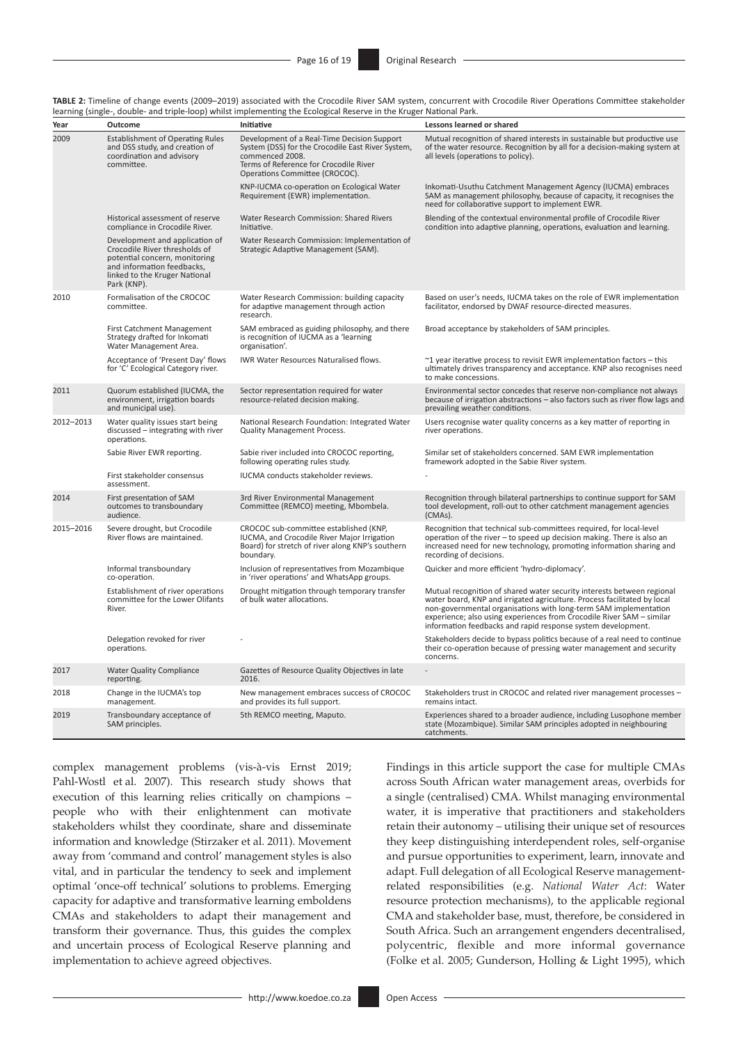**TABLE 2:** Timeline of change events (2009–2019) associated with the Crocodile River SAM system, concurrent with Crocodile River Operations Committee stakeholder learning (single-, double- and triple-loop) whilst implementing the Ecological Reserve in the Kruger National Park.

| Year | Outcome | Initiative | Lessons learned or shared |
|---|---|---|---|
| 2009 | Establishment of Operating Rules and DSS study, and creation of coordination and advisory committee. | Development of a Real-Time Decision Support System (DSS) for the Crocodile East River System, commenced 2008. Terms of Reference for Crocodile River Operations Committee (CROCOC). | Mutual recognition of shared interests in sustainable but productive use of the water resource. Recognition by all for a decision-making system at all levels (operations to policy). |
| | | KNP-IUCMA co-operation on Ecological Water Requirement (EWR) implementation. | Inkomati-Usuthu Catchment Management Agency (IUCMA) embraces SAM as management philosophy, because of capacity, it recognises the need for collaborative support to implement EWR. |
| | Historical assessment of reserve compliance in Crocodile River. | Water Research Commission: Shared Rivers Initiative. | Blending of the contextual environmental profile of Crocodile River condition into adaptive planning, operations, evaluation and learning. |
| | Development and application of Crocodile River thresholds of potential concern, monitoring and information feedbacks, linked to the Kruger National Park (KNP). | Water Research Commission: Implementation of Strategic Adaptive Management (SAM). | |
| 2010 | Formalisation of the CROCOC committee. | Water Research Commission: building capacity for adaptive management through action research. | Based on user's needs, IUCMA takes on the role of EWR implementation facilitator, endorsed by DWAF resource-directed measures. |
| | First Catchment Management Strategy drafted for Inkomati Water Management Area. | SAM embraced as guiding philosophy, and there is recognition of IUCMA as a 'learning organisation'. | Broad acceptance by stakeholders of SAM principles. |
| | Acceptance of 'Present Day' flows for 'C' Ecological Category river. | IWR Water Resources Naturalised flows. | ~1 year iterative process to revisit EWR implementation factors – this ultimately drives transparency and acceptance. KNP also recognises need to make concessions. |
| 2011 | Quorum established (IUCMA, the environment, irrigation boards and municipal use). | Sector representation required for water resource-related decision making. | Environmental sector concedes that reserve non-compliance not always because of irrigation abstractions – also factors such as river flow lags and prevailing weather conditions. |
| 2012–2013 | Water quality issues start being discussed – integrating with river operations. | National Research Foundation: Integrated Water Quality Management Process. | Users recognise water quality concerns as a key matter of reporting in river operations. |
| | Sabie River EWR reporting. | Sabie river included into CROCOC reporting, following operating rules study. | Similar set of stakeholders concerned. SAM EWR implementation framework adopted in the Sabie River system. |
| | First stakeholder consensus assessment. | IUCMA conducts stakeholder reviews. | - |
| 2014 | First presentation of SAM outcomes to transboundary audience. | 3rd River Environmental Management Committee (REMCO) meeting, Mbombela. | Recognition through bilateral partnerships to continue support for SAM tool development, roll-out to other catchment management agencies (CMAs). |
| 2015–2016 | Severe drought, but Crocodile River flows are maintained. | CROCOC sub-committee established (KNP, IUCMA, and Crocodile River Major Irrigation Board) for stretch of river along KNP's southern boundary. | Recognition that technical sub-committees required, for local-level operation of the river – to speed up decision making. There is also an increased need for new technology, promoting information sharing and recording of decisions. |
| | Informal transboundary co-operation. | Inclusion of representatives from Mozambique in 'river operations' and WhatsApp groups. | Quicker and more efficient 'hydro-diplomacy'. |
| | Establishment of river operations committee for the Lower Olifants River. | Drought mitigation through temporary transfer of bulk water allocations. | Mutual recognition of shared water security interests between regional water board, KNP and irrigated agriculture. Process facilitated by local non-governmental organisations with long-term SAM implementation experience; also using experiences from Crocodile River SAM – similar information feedbacks and rapid response system development. |
| | Delegation revoked for river operations. | - | Stakeholders decide to bypass politics because of a real need to continue their co-operation because of pressing water management and security concerns. |
| 2017 | Water Quality Compliance reporting. | Gazettes of Resource Quality Objectives in late 2016. | - |
| 2018 | Change in the IUCMA's top management. | New management embraces success of CROCOC and provides its full support. | Stakeholders trust in CROCOC and related river management processes – remains intact. |
| 2019 | Transboundary acceptance of SAM principles. | 5th REMCO meeting, Maputo. | Experiences shared to a broader audience, including Lusophone member state (Mozambique). Similar SAM principles adopted in neighbouring catchments. |

complex management problems (vis-à-vis Ernst 2019; Pahl-Wostl et al. 2007). This research study shows that execution of this learning relies critically on champions – people who with their enlightenment can motivate stakeholders whilst they coordinate, share and disseminate information and knowledge (Stirzaker et al. 2011). Movement away from 'command and control' management styles is also vital, and in particular the tendency to seek and implement optimal 'once-off technical' solutions to problems. Emerging capacity for adaptive and transformative learning emboldens CMAs and stakeholders to adapt their management and transform their governance. Thus, this guides the complex and uncertain process of Ecological Reserve planning and implementation to achieve agreed objectives.

Findings in this article support the case for multiple CMAs across South African water management areas, overbids for a single (centralised) CMA. Whilst managing environmental water, it is imperative that practitioners and stakeholders retain their autonomy – utilising their unique set of resources they keep distinguishing interdependent roles, self-organise and pursue opportunities to experiment, learn, innovate and adapt. Full delegation of all Ecological Reserve management-related responsibilities (e.g. *National Water Act*: Water resource protection mechanisms), to the applicable regional CMA and stakeholder base, must, therefore, be considered in South Africa. Such an arrangement engenders decentralised, polycentric, flexible and more informal governance (Folke et al. 2005; Gunderson, Holling & Light 1995), which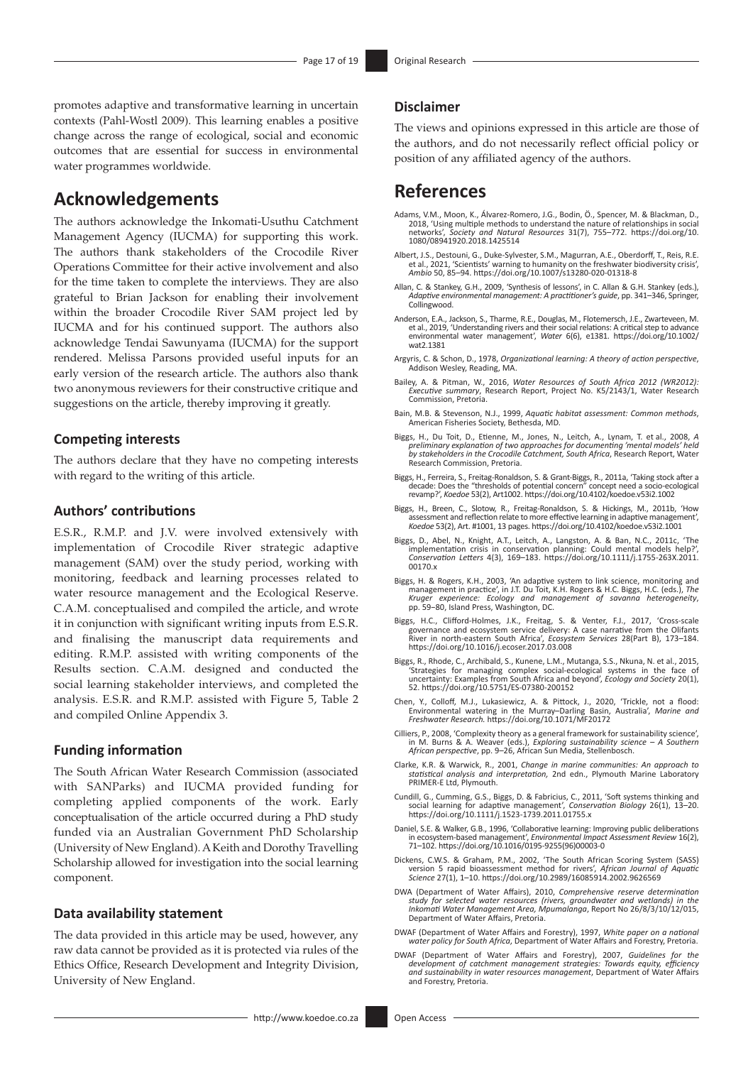promotes adaptive and transformative learning in uncertain contexts (Pahl-Wostl 2009). This learning enables a positive change across the range of ecological, social and economic outcomes that are essential for success in environmental water programmes worldwide.

## Acknowledgements

The authors acknowledge the Inkomati-Usuthu Catchment Management Agency (IUCMA) for supporting this work. The authors thank stakeholders of the Crocodile River Operations Committee for their active involvement and also for the time taken to complete the interviews. They are also grateful to Brian Jackson for enabling their involvement within the broader Crocodile River SAM project led by IUCMA and for his continued support. The authors also acknowledge Tendai Sawunyama (IUCMA) for the support rendered. Melissa Parsons provided useful inputs for an early version of the research article. The authors also thank two anonymous reviewers for their constructive critique and suggestions on the article, thereby improving it greatly.

### Competing interests

The authors declare that they have no competing interests with regard to the writing of this article.

### Authors' contributions

E.S.R., R.M.P. and J.V. were involved extensively with implementation of Crocodile River strategic adaptive management (SAM) over the study period, working with monitoring, feedback and learning processes related to water resource management and the Ecological Reserve. C.A.M. conceptualised and compiled the article, and wrote it in conjunction with significant writing inputs from E.S.R. and finalising the manuscript data requirements and editing. R.M.P. assisted with writing components of the Results section. C.A.M. designed and conducted the social learning stakeholder interviews, and completed the analysis. E.S.R. and R.M.P. assisted with Figure 5, Table 2 and compiled Online Appendix 3.

### Funding information

The South African Water Research Commission (associated with SANParks) and IUCMA provided funding for completing applied components of the work. Early conceptualisation of the article occurred during a PhD study funded via an Australian Government PhD Scholarship (University of New England). A Keith and Dorothy Travelling Scholarship allowed for investigation into the social learning component.

### Data availability statement

The data provided in this article may be used, however, any raw data cannot be provided as it is protected via rules of the Ethics Office, Research Development and Integrity Division, University of New England.

### Disclaimer

The views and opinions expressed in this article are those of the authors, and do not necessarily reflect official policy or position of any affiliated agency of the authors.

## References

Adams, V.M., Moon, K., Álvarez-Romero, J.G., Bodin, Ö., Spencer, M. & Blackman, D., 2018, 'Using multiple methods to understand the nature of relationships in social networks', *Society and Natural Resources* 31(7), 755–772. https://doi.org/10.1080/08941920.2018.1425514

Albert, J.S., Destouni, G., Duke-Sylvester, S.M., Magurran, A.E., Oberdorff, T., Reis, R.E. et al., 2021, 'Scientists' warning to humanity on the freshwater biodiversity crisis', *Ambio* 50, 85–94. https://doi.org/10.1007/s13280-020-01318-8

Allan, C. & Stankey, G.H., 2009, 'Synthesis of lessons', in C. Allan & G.H. Stankey (eds.), *Adaptive environmental management: A practitioner's guide*, pp. 341–346, Springer, Collingwood.

Anderson, E.A., Jackson, S., Tharme, R.E., Douglas, M., Flotemersch, J.E., Zwarteveen, M. et al., 2019, 'Understanding rivers and their social relations: A critical step to advance environmental water management', *Water* 6(6), e1381. https://doi.org/10.1002/wat2.1381

Argyris, C. & Schon, D., 1978, *Organizational learning: A theory of action perspective*, Addison Wesley, Reading, MA.

Bailey, A. & Pitman, W., 2016, *Water Resources of South Africa 2012 (WR2012): Executive summary*, Research Report, Project No. K5/2143/1, Water Research Commission, Pretoria.

Bain, M.B. & Stevenson, N.J., 1999, *Aquatic habitat assessment: Common methods*, American Fisheries Society, Bethesda, MD.

Biggs, H., Du Toit, D., Etienne, M., Jones, N., Leitch, A., Lynam, T. et al., 2008, *A preliminary explanation of two approaches for documenting 'mental models' held by stakeholders in the Crocodile Catchment, South Africa*, Research Report, Water Research Commission, Pretoria.

Biggs, H., Ferreira, S., Freitag-Ronaldson, S. & Grant-Biggs, R., 2011a, 'Taking stock after a decade: Does the "thresholds of potential concern" concept need a socio-ecological revamp?', *Koedoe* 53(2), Art1002. https://doi.org/10.4102/koedoe.v53i2.1002

Biggs, H., Breen, C., Slotow, R., Freitag-Ronaldson, S. & Hickings, M., 2011b, 'How assessment and reflection relate to more effective learning in adaptive management', *Koedoe* 53(2), Art. #1001, 13 pages. https://doi.org/10.4102/koedoe.v53i2.1001

Biggs, D., Abel, N., Knight, A.T., Leitch, A., Langston, A. & Ban, N.C., 2011c, 'The implementation crisis in conservation planning: Could mental models help?', *Conservation Letters* 4(3), 169–183. https://doi.org/10.1111/j.1755-263X.2011.00170.x

Biggs, H. & Rogers, K.H., 2003, 'An adaptive system to link science, monitoring and management in practice', in J.T. Du Toit, K.H. Rogers & H.C. Biggs, H.C. (eds.), *The Kruger experience: Ecology and management of savanna heterogeneity*, pp. 59–80, Island Press, Washington, DC.

Biggs, H.C., Clifford-Holmes, J.K., Freitag, S. & Venter, F.J., 2017, 'Cross-scale governance and ecosystem service delivery: A case narrative from the Olifants River in north-eastern South Africa', *Ecosystem Services* 28(Part B), 173–184. https://doi.org/10.1016/j.ecoser.2017.03.008

Biggs, R., Rhode, C., Archibald, S., Kunene, L.M., Mutanga, S.S., Nkuna, N. et al., 2015, 'Strategies for managing complex social-ecological systems in the face of uncertainty: Examples from South Africa and beyond', *Ecology and Society* 20(1), 52. https://doi.org/10.5751/ES-07380-200152

Chen, Y., Colloff, M.J., Lukasiewicz, A. & Pittock, J., 2020, 'Trickle, not a flood: Environmental watering in the Murray–Darling Basin, Australia', *Marine and Freshwater Research*. https://doi.org/10.1071/MF20172

Cilliers, P., 2008, 'Complexity theory as a general framework for sustainability science', in M. Burns & A. Weaver (eds.), *Exploring sustainability science – A Southern African perspective*, pp. 9–26, African Sun Media, Stellenbosch.

Clarke, K.R. & Warwick, R., 2001, *Change in marine communities: An approach to statistical analysis and interpretation*, 2nd edn., Plymouth Marine Laboratory PRIMER-E Ltd, Plymouth.

Cundill, G., Cumming, G.S., Biggs, D. & Fabricius, C., 2011, 'Soft systems thinking and social learning for adaptive management', *Conservation Biology* 26(1), 13–20. https://doi.org/10.1111/j.1523-1739.2011.01755.x

Daniel, S.E. & Walker, G.B., 1996, 'Collaborative learning: Improving public deliberations in ecosystem-based management', *Environmental Impact Assessment Review* 16(2), 71–102. https://doi.org/10.1016/0195-9255(96)00003-0

Dickens, C.W.S. & Graham, P.M., 2002, 'The South African Scoring System (SASS) version 5 rapid bioassessment method for rivers', *African Journal of Aquatic Science* 27(1), 1–10. https://doi.org/10.2989/16085914.2002.9626569

DWA (Department of Water Affairs), 2010, *Comprehensive reserve determination study for selected water resources (rivers, groundwater and wetlands) in the Inkomati Water Management Area, Mpumalanga*, Report No 26/8/3/10/12/015, Department of Water Affairs, Pretoria.

DWAF (Department of Water Affairs and Forestry), 1997, *White paper on a national water policy for South Africa*, Department of Water Affairs and Forestry, Pretoria.

DWAF (Department of Water Affairs and Forestry), 2007, *Guidelines for the development of catchment management strategies: Towards equity, efficiency and sustainability in water resources management*, Department of Water Affairs and Forestry, Pretoria.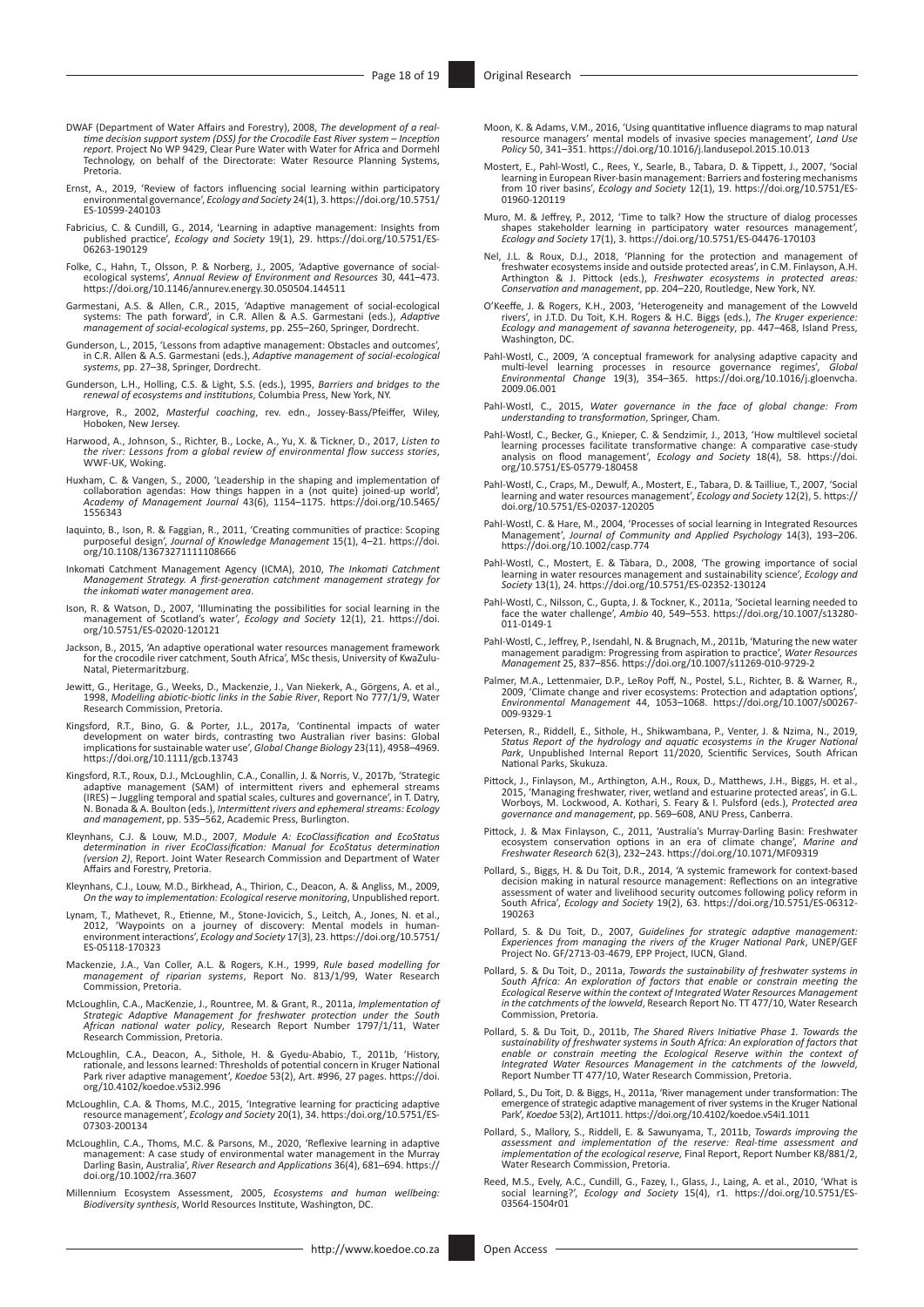DWAF (Department of Water Affairs and Forestry), 2008, *The development of a real-time decision support system (DSS) for the Crocodile East River system – Inception report*. Project No WP 9429, Clear Pure Water with Water for Africa and Dormehl Technology, on behalf of the Directorate: Water Resource Planning Systems, Pretoria.

Ernst, A., 2019, 'Review of factors influencing social learning within participatory environmental governance', *Ecology and Society* 24(1), 3. https://doi.org/10.5751/ES-10599-240103

Fabricius, C. & Cundill, G., 2014, 'Learning in adaptive management: Insights from published practice', *Ecology and Society* 19(1), 29. https://doi.org/10.5751/ES-06263-190129

Folke, C., Hahn, T., Olsson, P. & Norberg, J., 2005, 'Adaptive governance of social-ecological systems', *Annual Review of Environment and Resources* 30, 441–473. https://doi.org/10.1146/annurev.energy.30.050504.144511

Garmestani, A.S. & Allen, C.R., 2015, 'Adaptive management of social-ecological systems: The path forward', in C.R. Allen & A.S. Garmestani (eds.), *Adaptive management of social-ecological systems*, pp. 255–260, Springer, Dordrecht.

Gunderson, L., 2015, 'Lessons from adaptive management: Obstacles and outcomes', in C.R. Allen & A.S. Garmestani (eds.), *Adaptive management of social-ecological systems*, pp. 27–38, Springer, Dordrecht.

Gunderson, L.H., Holling, C.S. & Light, S.S. (eds.), 1995, *Barriers and bridges to the renewal of ecosystems and institutions*, Columbia Press, New York, NY.

Hargrove, R., 2002, *Masterful coaching*, rev. edn., Jossey-Bass/Pfeiffer, Wiley, Hoboken, New Jersey.

Harwood, A., Johnson, S., Richter, B., Locke, A., Yu, X. & Tickner, D., 2017, *Listen to the river: Lessons from a global review of environmental flow success stories*, WWF-UK, Woking.

Huxham, C. & Vangen, S., 2000, 'Leadership in the shaping and implementation of collaboration agendas: How things happen in a (not quite) joined-up world', *Academy of Management Journal* 43(6), 1154–1175. https://doi.org/10.5465/1556343

Iaquinto, B., Ison, R. & Faggian, R., 2011, 'Creating communities of practice: Scoping purposeful design', *Journal of Knowledge Management* 15(1), 4–21. https://doi.org/10.1108/13673271111108666

Inkomati Catchment Management Agency (ICMA), 2010, *The Inkomati Catchment Management Strategy. A first-generation catchment management strategy for the inkomati water management area*.

Ison, R. & Watson, D., 2007, 'Illuminating the possibilities for social learning in the management of Scotland's water', *Ecology and Society* 12(1), 21. https://doi.org/10.5751/ES-02020-120121

Jackson, B., 2015, 'An adaptive operational water resources management framework for the crocodile river catchment, South Africa', MSc thesis, University of KwaZulu-Natal, Pietermaritzburg.

Jewitt, G., Heritage, G., Weeks, D., Mackenzie, J., Van Niekerk, A., Görgens, A. et al., 1998, *Modelling abiotic-biotic links in the Sabie River*, Report No 777/1/9, Water Research Commission, Pretoria.

Kingsford, R.T., Bino, G. & Porter, J.L., 2017a, 'Continental impacts of water development on water birds, contrasting two Australian river basins: Global implications for sustainable water use', *Global Change Biology* 23(11), 4958–4969. https://doi.org/10.1111/gcb.13743

Kingsford, R.T., Roux, D.J., McLoughlin, C.A., Conallin, J. & Norris, V., 2017b, 'Strategic adaptive management (SAM) of intermittent rivers and ephemeral streams (IRES) – Juggling temporal and spatial scales, cultures and governance', in T. Datry, N. Bonada & A. Boulton (eds.), *Intermittent rivers and ephemeral streams: Ecology and management*, pp. 535–562, Academic Press, Burlington.

Kleynhans, C.J. & Louw, M.D., 2007, *Module A: EcoClassification and EcoStatus determination in river EcoClassification: Manual for EcoStatus determination (version 2)*, Report. Joint Water Research Commission and Department of Water Affairs and Forestry, Pretoria.

Kleynhans, C.J., Louw, M.D., Birkhead, A., Thirion, C., Deacon, A. & Angliss, M., 2009, *On the way to implementation: Ecological reserve monitoring*, Unpublished report.

Lynam, T., Mathevet, R., Etienne, M., Stone-Jovicich, S., Leitch, A., Jones, N. et al., 2012, 'Waypoints on a journey of discovery: Mental models in human-environment interactions', *Ecology and Society* 17(3), 23. https://doi.org/10.5751/ES-05118-170323

Mackenzie, J.A., Van Coller, A.L. & Rogers, K.H., 1999, *Rule based modelling for management of riparian systems*, Report No. 813/1/99, Water Research Commission, Pretoria.

McLoughlin, C.A., MacKenzie, J., Rountree, M. & Grant, R., 2011a, *Implementation of Strategic Adaptive Management for freshwater protection under the South African national water policy*, Research Report Number 1797/1/11, Water Research Commission, Pretoria.

McLoughlin, C.A., Deacon, A., Sithole, H. & Gyedu-Ababio, T., 2011b, 'History, rationale, and lessons learned: Thresholds of potential concern in Kruger National Park river adaptive management', *Koedoe* 53(2), Art. #996, 27 pages. https://doi.org/10.4102/koedoe.v53i2.996

McLoughlin, C.A. & Thoms, M.C., 2015, 'Integrative learning for practicing adaptive resource management', *Ecology and Society* 20(1), 34. https:/doi.org/10.5751/ES-07303-200134

McLoughlin, C.A., Thoms, M.C. & Parsons, M., 2020, 'Reflexive learning in adaptive management: A case study of environmental water management in the Murray Darling Basin, Australia', *River Research and Applications* 36(4), 681–694. https://doi.org/10.1002/rra.3607

Millennium Ecosystem Assessment, 2005, *Ecosystems and human wellbeing: Biodiversity synthesis*, World Resources Institute, Washington, DC.

Moon, K. & Adams, V.M., 2016, 'Using quantitative influence diagrams to map natural resource managers' mental models of invasive species management', *Land Use Policy* 50, 341–351. https://doi.org/10.1016/j.landusepol.2015.10.013

Mostert, E., Pahl-Wostl, C., Rees, Y., Searle, B., Tabara, D. & Tippett, J., 2007, 'Social learning in European River-basin management: Barriers and fostering mechanisms from 10 river basins', *Ecology and Society* 12(1), 19. https://doi.org/10.5751/ES-01960-120119

Muro, M. & Jeffrey, P., 2012, 'Time to talk? How the structure of dialog processes shapes stakeholder learning in participatory water resources management', *Ecology and Society* 17(1), 3. https://doi.org/10.5751/ES-04476-170103

Nel, J.L. & Roux, D.J., 2018, 'Planning for the protection and management of freshwater ecosystems inside and outside protected areas', in C.M. Finlayson, A.H. Arthington & J. Pittock (eds.), *Freshwater ecosystems in protected areas: Conservation and management*, pp. 204–220, Routledge, New York, NY.

O'Keeffe, J. & Rogers, K.H., 2003, 'Heterogeneity and management of the Lowveld rivers', in J.T.D. Du Toit, K.H. Rogers & H.C. Biggs (eds.), *The Kruger experience: Ecology and management of savanna heterogeneity*, pp. 447–468, Island Press, Washington, DC.

Pahl-Wostl, C., 2009, 'A conceptual framework for analysing adaptive capacity and multi-level learning processes in resource governance regimes', *Global Environmental Change* 19(3), 354–365. https://doi.org/10.1016/j.gloenvcha.2009.06.001

Pahl-Wostl, C., 2015, *Water governance in the face of global change: From understanding to transformation*, Springer, Cham.

Pahl-Wostl, C., Becker, G., Knieper, C. & Sendzimir, J., 2013, 'How multilevel societal learning processes facilitate transformative change: A comparative case-study analysis on flood management', *Ecology and Society* 18(4), 58. https://doi.org/10.5751/ES-05779-180458

Pahl-Wostl, C., Craps, M., Dewulf, A., Mostert, E., Tabara, D. & Taillieu, T., 2007, 'Social learning and water resources management', *Ecology and Society* 12(2), 5. https://doi.org/10.5751/ES-02037-120205

Pahl-Wostl, C. & Hare, M., 2004, 'Processes of social learning in Integrated Resources Management', *Journal of Community and Applied Psychology* 14(3), 193–206. https://doi.org/10.1002/casp.774

Pahl-Wostl, C., Mostert, E. & Tàbara, D., 2008, 'The growing importance of social learning in water resources management and sustainability science', *Ecology and Society* 13(1), 24. https://doi.org/10.5751/ES-02352-130124

Pahl-Wostl, C., Nilsson, C., Gupta, J. & Tockner, K., 2011a, 'Societal learning needed to face the water challenge', *Ambio* 40, 549–553. https://doi.org/10.1007/s13280-011-0149-1

Pahl-Wostl, C., Jeffrey, P., Isendahl, N. & Brugnach, M., 2011b, 'Maturing the new water management paradigm: Progressing from aspiration to practice', *Water Resources Management* 25, 837–856. https://doi.org/10.1007/s11269-010-9729-2

Palmer, M.A., Lettenmaier, D.P., LeRoy Poff, N., Postel, S.L., Richter, B. & Warner, R., 2009, 'Climate change and river ecosystems: Protection and adaptation options', *Environmental Management* 44, 1053–1068. https://doi.org/10.1007/s00267-009-9329-1

Petersen, R., Riddell, E., Sithole, H., Shikwambana, P., Venter, J. & Nzima, N., 2019, *Status Report of the hydrology and aquatic ecosystems in the Kruger National Park*, Unpublished Internal Report 11/2020, Scientific Services, South African National Parks, Skukuza.

Pittock, J., Finlayson, M., Arthington, A.H., Roux, D., Matthews, J.H., Biggs, H. et al., 2015, 'Managing freshwater, river, wetland and estuarine protected areas', in G.L. Worboys, M. Lockwood, A. Kothari, S. Feary & I. Pulsford (eds.), *Protected area governance and management*, pp. 569–608, ANU Press, Canberra.

Pittock, J. & Max Finlayson, C., 2011, 'Australia's Murray-Darling Basin: Freshwater ecosystem conservation options in an era of climate change', *Marine and Freshwater Research* 62(3), 232–243. https://doi.org/10.1071/MF09319

Pollard, S., Biggs, H. & Du Toit, D.R., 2014, 'A systemic framework for context-based decision making in natural resource management: Reflections on an integrative assessment of water and livelihood security outcomes following policy reform in South Africa', *Ecology and Society* 19(2), 63. https://doi.org/10.5751/ES-06312-190263

Pollard, S. & Du Toit, D., 2007, *Guidelines for strategic adaptive management: Experiences from managing the rivers of the Kruger National Park*, UNEP/GEF Project No. GF/2713-03-4679, EPP Project, IUCN, Gland.

Pollard, S. & Du Toit, D., 2011a, *Towards the sustainability of freshwater systems in South Africa: An exploration of factors that enable or constrain meeting the Ecological Reserve within the context of Integrated Water Resources Management in the catchments of the lowveld*, Research Report No. TT 477/10, Water Research Commission, Pretoria.

Pollard, S. & Du Toit, D., 2011b, *The Shared Rivers Initiative Phase 1. Towards the sustainability of freshwater systems in South Africa: An exploration of factors that enable or constrain meeting the Ecological Reserve within the context of Integrated Water Resources Management in the catchments of the lowveld*, Report Number TT 477/10, Water Research Commission, Pretoria.

Pollard, S., Du Toit, D. & Biggs, H., 2011a, 'River management under transformation: The emergence of strategic adaptive management of river systems in the Kruger National Park', *Koedoe* 53(2), Art1011. https://doi.org/10.4102/koedoe.v54i1.1011

Pollard, S., Mallory, S., Riddell, E. & Sawunyama, T., 2011b, *Towards improving the assessment and implementation of the reserve: Real-time assessment and implementation of the ecological reserve*, Final Report, Report Number K8/881/2, Water Research Commission, Pretoria.

Reed, M.S., Evely, A.C., Cundill, G., Fazey, I., Glass, J., Laing, A. et al., 2010, 'What is social learning?', *Ecology and Society* 15(4), r1. https://doi.org/10.5751/ES-03564-1504r01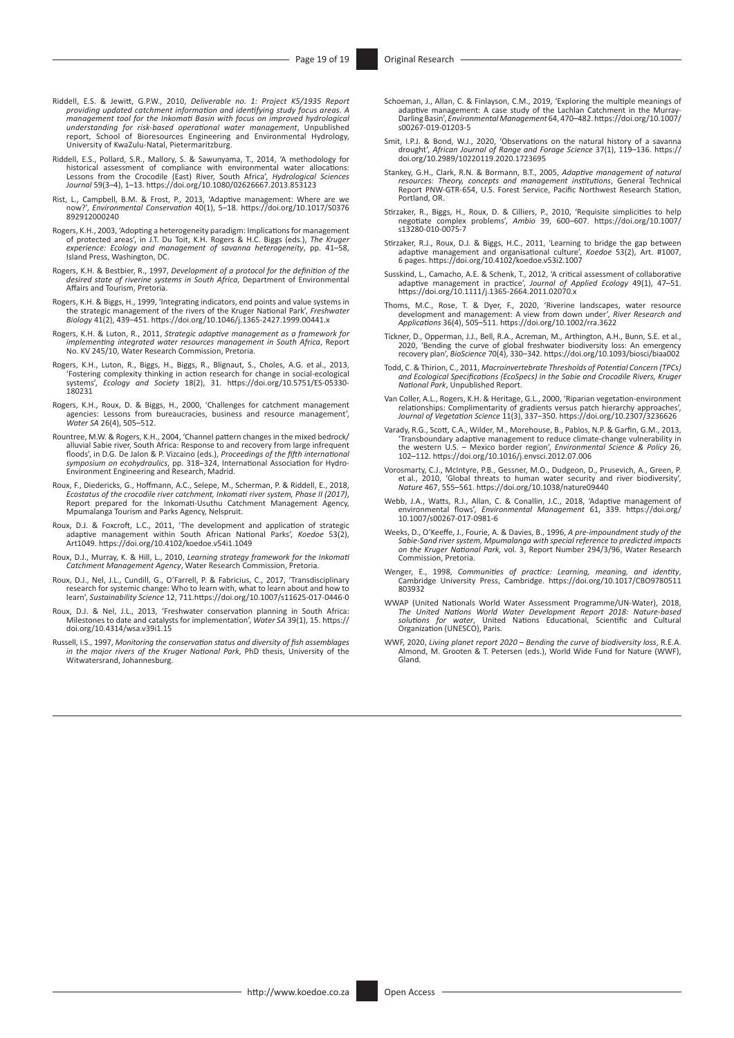Riddell, E.S. & Jewitt, G.P.W., 2010, *Deliverable no. 1: Project K5/1935 Report providing updated catchment information and identifying study focus areas. A management tool for the Inkomati Basin with focus on improved hydrological understanding for risk-based operational water management*, Unpublished report, School of Bioresources Engineering and Environmental Hydrology, University of KwaZulu-Natal, Pietermaritzburg.

Riddell, E.S., Pollard, S.R., Mallory, S. & Sawunyama, T., 2014, 'A methodology for historical assessment of compliance with environmental water allocations: Lessons from the Crocodile (East) River, South Africa', *Hydrological Sciences Journal* 59(3–4), 1–13. https://doi.org/10.1080/02626667.2013.853123

Rist, L., Campbell, B.M. & Frost, P., 2013, 'Adaptive management: Where are we now?', *Environmental Conservation* 40(1), 5–18. https://doi.org/10.1017/S0376892912000240

Rogers, K.H., 2003, 'Adopting a heterogeneity paradigm: Implications for management of protected areas', in J.T. Du Toit, K.H. Rogers & H.C. Biggs (eds.), *The Kruger experience: Ecology and management of savanna heterogeneity*, pp. 41–58, Island Press, Washington, DC.

Rogers, K.H. & Bestbier, R., 1997, *Development of a protocol for the definition of the desired state of riverine systems in South Africa*, Department of Environmental Affairs and Tourism, Pretoria.

Rogers, K.H. & Biggs, H., 1999, 'Integrating indicators, end points and value systems in the strategic management of the rivers of the Kruger National Park', *Freshwater Biology* 41(2), 439–451. https://doi.org/10.1046/j.1365-2427.1999.00441.x

Rogers, K.H. & Luton, R., 2011, *Strategic adaptive management as a framework for implementing integrated water resources management in South Africa*, Report No. KV 245/10, Water Research Commission, Pretoria.

Rogers, K.H., Luton, R., Biggs, H., Biggs, R., Blignaut, S., Choles, A.G. et al., 2013, 'Fostering complexity thinking in action research for change in social-ecological systems', *Ecology and Society* 18(2), 31. https://doi.org/10.5751/ES-05330-180231

Rogers, K.H., Roux, D. & Biggs, H., 2000, 'Challenges for catchment management agencies: Lessons from bureaucracies, business and resource management', *Water SA* 26(4), 505–512.

Rountree, M.W. & Rogers, K.H., 2004, 'Channel pattern changes in the mixed bedrock/alluvial Sabie river, South Africa: Response to and recovery from large infrequent floods', in D.G. De Jalon & P. Vizcaino (eds.), *Proceedings of the fifth international symposium on ecohydraulics*, pp. 318–324, International Association for Hydro-Environment Engineering and Research, Madrid.

Roux, F., Diedericks, G., Hoffmann, A.C., Selepe, M., Scherman, P. & Riddell, E., 2018, *Ecostatus of the crocodile river catchment, Inkomati river system, Phase II (2017)*, Report prepared for the Inkomati-Usuthu Catchment Management Agency, Mpumalanga Tourism and Parks Agency, Nelspruit.

Roux, D.J. & Foxcroft, L.C., 2011, 'The development and application of strategic adaptive management within South African National Parks', *Koedoe* 53(2), Art1049. https://doi.org/10.4102/koedoe.v54i1.1049

Roux, D.J., Murray, K. & Hill, L., 2010, *Learning strategy framework for the Inkomati Catchment Management Agency*, Water Research Commission, Pretoria.

Roux, D.J., Nel, J.L., Cundill, G., O'Farrell, P. & Fabricius, C., 2017, 'Transdisciplinary research for systemic change: Who to learn with, what to learn about and how to learn', *Sustainability Science* 12, 711.https://doi.org/10.1007/s11625-017-0446-0

Roux, D.J. & Nel, J.L., 2013, 'Freshwater conservation planning in South Africa: Milestones to date and catalysts for implementation', *Water SA* 39(1), 15. https://doi.org/10.4314/wsa.v39i1.15

Russell, I.S., 1997, *Monitoring the conservation status and diversity of fish assemblages in the major rivers of the Kruger National Park*, PhD thesis, University of the Witwatersrand, Johannesburg.

Schoeman, J., Allan, C. & Finlayson, C.M., 2019, 'Exploring the multiple meanings of adaptive management: A case study of the Lachlan Catchment in the Murray-Darling Basin', *Environmental Management* 64, 470–482. https://doi.org/10.1007/s00267-019-01203-5

Smit, I.P.J. & Bond, W.J., 2020, 'Observations on the natural history of a savanna drought', *African Journal of Range and Forage Science* 37(1), 119–136. https://doi.org/10.2989/10220119.2020.1723695

Stankey, G.H., Clark, R.N. & Bormann, B.T., 2005, *Adaptive management of natural resources: Theory, concepts and management institutions*, General Technical Report PNW-GTR-654, U.S. Forest Service, Pacific Northwest Research Station, Portland, OR.

Stirzaker, R., Biggs, H., Roux, D. & Cilliers, P., 2010, 'Requisite simplicities to help negotiate complex problems', *Ambio* 39, 600–607. https://doi.org/10.1007/s13280-010-0075-7

Stirzaker, R.J., Roux, D.J. & Biggs, H.C., 2011, 'Learning to bridge the gap between adaptive management and organisational culture', *Koedoe* 53(2), Art. #1007, 6 pages. https://doi.org/10.4102/koedoe.v53i2.1007

Susskind, L., Camacho, A.E. & Schenk, T., 2012, 'A critical assessment of collaborative adaptive management in practice', *Journal of Applied Ecology* 49(1), 47–51. https://doi.org/10.1111/j.1365-2664.2011.02070.x

Thoms, M.C., Rose, T. & Dyer, F., 2020, 'Riverine landscapes, water resource development and management: A view from down under', *River Research and Applications* 36(4), 505–511. https://doi.org/10.1002/rra.3622

Tickner, D., Opperman, J.J., Bell, R.A., Acreman, M., Arthington, A.H., Bunn, S.E. et al., 2020, 'Bending the curve of global freshwater biodiversity loss: An emergency recovery plan', *BioScience* 70(4), 330–342. https://doi.org/10.1093/biosci/biaa002

Todd, C. & Thirion, C., 2011, *Macroinvertebrate Thresholds of Potential Concern (TPCs) and Ecological Specifications (EcoSpecs) in the Sabie and Crocodile Rivers, Kruger National Park*, Unpublished Report.

Van Coller, A.L., Rogers, K.H. & Heritage, G.L., 2000, 'Riparian vegetation-environment relationships: Complimentarity of gradients versus patch hierarchy approaches', *Journal of Vegetation Science* 11(3), 337–350. https://doi.org/10.2307/3236626

Varady, R.G., Scott, C.A., Wilder, M., Morehouse, B., Pablos, N.P. & Garfin, G.M., 2013, 'Transboundary adaptive management to reduce climate-change vulnerability in the western U.S. – Mexico border region', *Environmental Science & Policy* 26, 102–112. https://doi.org/10.1016/j.envsci.2012.07.006

Vorosmarty, C.J., McIntyre, P.B., Gessner, M.O., Dudgeon, D., Prusevich, A., Green, P. et al., 2010, 'Global threats to human water security and river biodiversity', *Nature* 467, 555–561. https://doi.org/10.1038/nature09440

Webb, J.A., Watts, R.J., Allan, C. & Conallin, J.C., 2018, 'Adaptive management of environmental flows', *Environmental Management* 61, 339. https://doi.org/10.1007/s00267-017-0981-6

Weeks, D., O'Keeffe, J., Fourie, A. & Davies, B., 1996, *A pre-impoundment study of the Sabie-Sand river system, Mpumalanga with special reference to predicted impacts on the Kruger National Park,* vol. 3, Report Number 294/3/96, Water Research Commission, Pretoria.

Wenger, E., 1998, *Communities of practice: Learning, meaning, and identity*, Cambridge University Press, Cambridge. https://doi.org/10.1017/CBO9780511803932

WWAP (United Nations World Water Assessment Programme/UN-Water), 2018, *The United Nations World Water Development Report 2018: Nature-based solutions for water*, United Nations Educational, Scientific and Cultural Organization (UNESCO), Paris.

WWF, 2020, *Living planet report 2020 – Bending the curve of biodiversity loss*, R.E.A. Almond, M. Grooten & T. Petersen (eds.), World Wide Fund for Nature (WWF), Gland.